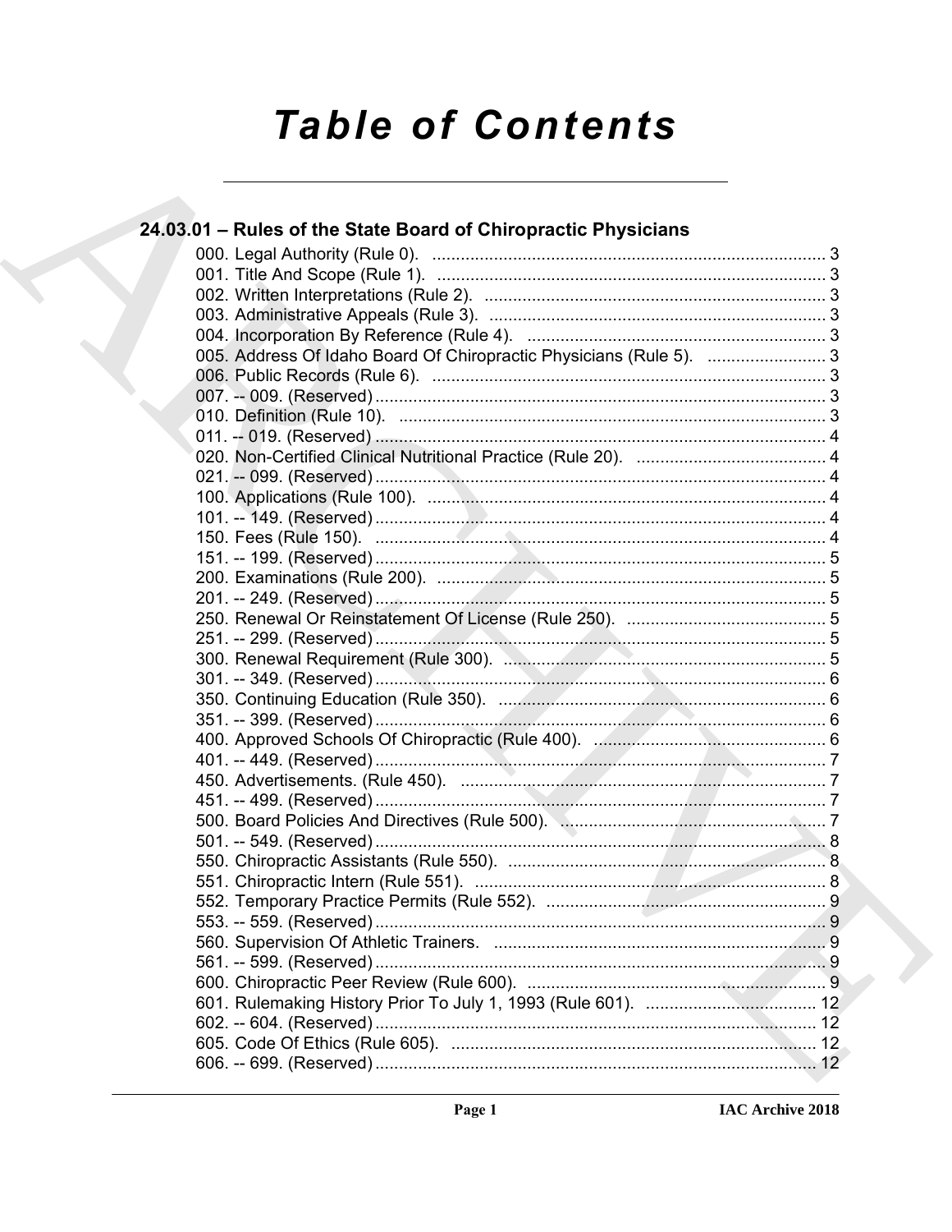# Table of Contents

## 24.03.01 – Rules of the State Board of Chiropractic Physicians

000. Legal Authority (Rule 0). ... 3
001. Title And Scope (Rule 1). ... 3
002. Written Interpretations (Rule 2). ... 3
003. Administrative Appeals (Rule 3). ... 3
004. Incorporation By Reference (Rule 4). ... 3
005. Address Of Idaho Board Of Chiropractic Physicians (Rule 5). ... 3
006. Public Records (Rule 6). ... 3
007. -- 009. (Reserved) ... 3
010. Definition (Rule 10). ... 3
011. -- 019. (Reserved) ... 4
020. Non-Certified Clinical Nutritional Practice (Rule 20). ... 4
021. -- 099. (Reserved) ... 4
100. Applications (Rule 100). ... 4
101. -- 149. (Reserved) ... 4
150. Fees (Rule 150). ... 4
151. -- 199. (Reserved) ... 5
200. Examinations (Rule 200). ... 5
201. -- 249. (Reserved) ... 5
250. Renewal Or Reinstatement Of License (Rule 250). ... 5
251. -- 299. (Reserved) ... 5
300. Renewal Requirement (Rule 300). ... 5
301. -- 349. (Reserved) ... 6
350. Continuing Education (Rule 350). ... 6
351. -- 399. (Reserved) ... 6
400. Approved Schools Of Chiropractic (Rule 400). ... 6
401. -- 449. (Reserved) ... 7
450. Advertisements. (Rule 450). ... 7
451. -- 499. (Reserved) ... 7
500. Board Policies And Directives (Rule 500). ... 7
501. -- 549. (Reserved) ... 8
550. Chiropractic Assistants (Rule 550). ... 8
551. Chiropractic Intern (Rule 551). ... 8
552. Temporary Practice Permits (Rule 552). ... 9
553. -- 559. (Reserved) ... 9
560. Supervision Of Athletic Trainers. ... 9
561. -- 599. (Reserved) ... 9
600. Chiropractic Peer Review (Rule 600). ... 9
601. Rulemaking History Prior To July 1, 1993 (Rule 601). ... 12
602. -- 604. (Reserved) ... 12
605. Code Of Ethics (Rule 605). ... 12
606. -- 699. (Reserved) ... 12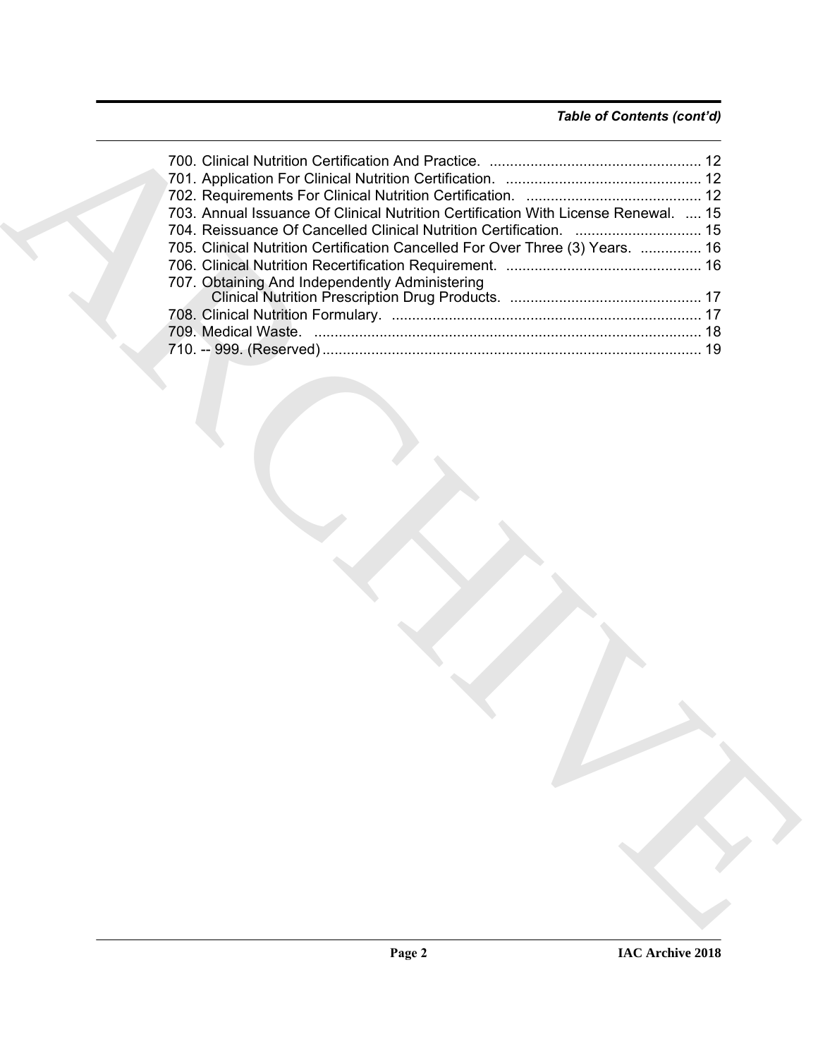*Table of Contents (cont'd)*

700. Clinical Nutrition Certification And Practice. .................................................... 12
701. Application For Clinical Nutrition Certification. ................................................ 12
702. Requirements For Clinical Nutrition Certification. ........................................... 12
703. Annual Issuance Of Clinical Nutrition Certification With License Renewal. .... 15
704. Reissuance Of Cancelled Clinical Nutrition Certification. ............................... 15
705. Clinical Nutrition Certification Cancelled For Over Three (3) Years. ............... 16
706. Clinical Nutrition Recertification Requirement. ................................................ 16
707. Obtaining And Independently Administering
    Clinical Nutrition Prescription Drug Products. ............................................... 17
708. Clinical Nutrition Formulary. ............................................................................ 17
709. Medical Waste. ............................................................................................... 18
710. -- 999. (Reserved) ............................................................................................. 19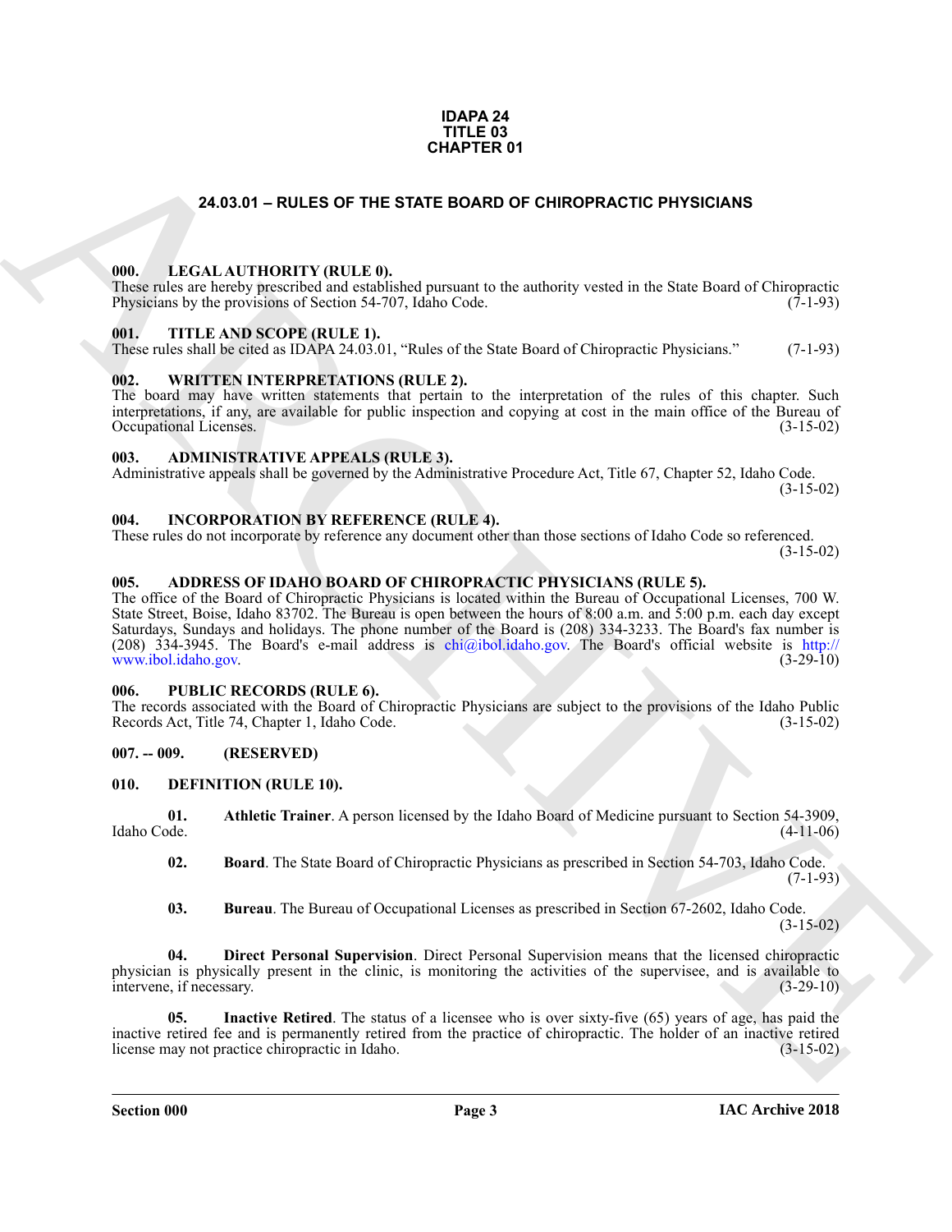**IDAPA 24**
**TITLE 03**
**CHAPTER 01**

# 24.03.01 – RULES OF THE STATE BOARD OF CHIROPRACTIC PHYSICIANS

### 000. LEGAL AUTHORITY (RULE 0).

These rules are hereby prescribed and established pursuant to the authority vested in the State Board of Chiropractic Physicians by the provisions of Section 54-707, Idaho Code. (7-1-93)

### 001. TITLE AND SCOPE (RULE 1).

These rules shall be cited as IDAPA 24.03.01, "Rules of the State Board of Chiropractic Physicians." (7-1-93)

### 002. WRITTEN INTERPRETATIONS (RULE 2).

The board may have written statements that pertain to the interpretation of the rules of this chapter. Such interpretations, if any, are available for public inspection and copying at cost in the main office of the Bureau of Occupational Licenses. (3-15-02)

### 003. ADMINISTRATIVE APPEALS (RULE 3).

Administrative appeals shall be governed by the Administrative Procedure Act, Title 67, Chapter 52, Idaho Code. (3-15-02)

### 004. INCORPORATION BY REFERENCE (RULE 4).

These rules do not incorporate by reference any document other than those sections of Idaho Code so referenced. (3-15-02)

### 005. ADDRESS OF IDAHO BOARD OF CHIROPRACTIC PHYSICIANS (RULE 5).

The office of the Board of Chiropractic Physicians is located within the Bureau of Occupational Licenses, 700 W. State Street, Boise, Idaho 83702. The Bureau is open between the hours of 8:00 a.m. and 5:00 p.m. each day except Saturdays, Sundays and holidays. The phone number of the Board is (208) 334-3233. The Board's fax number is (208) 334-3945. The Board's e-mail address is chi@ibol.idaho.gov. The Board's official website is http://www.ibol.idaho.gov. (3-29-10)

### 006. PUBLIC RECORDS (RULE 6).

The records associated with the Board of Chiropractic Physicians are subject to the provisions of the Idaho Public Records Act, Title 74, Chapter 1, Idaho Code. (3-15-02)

### 007. -- 009. (RESERVED)

### 010. DEFINITION (RULE 10).

**01. Athletic Trainer**. A person licensed by the Idaho Board of Medicine pursuant to Section 54-3909, Idaho Code. (4-11-06)

**02. Board**. The State Board of Chiropractic Physicians as prescribed in Section 54-703, Idaho Code. (7-1-93)

**03. Bureau**. The Bureau of Occupational Licenses as prescribed in Section 67-2602, Idaho Code. (3-15-02)

**04. Direct Personal Supervision**. Direct Personal Supervision means that the licensed chiropractic physician is physically present in the clinic, is monitoring the activities of the supervisee, and is available to intervene, if necessary. (3-29-10)

**05. Inactive Retired**. The status of a licensee who is over sixty-five (65) years of age, has paid the inactive retired fee and is permanently retired from the practice of chiropractic. The holder of an inactive retired license may not practice chiropractic in Idaho. (3-15-02)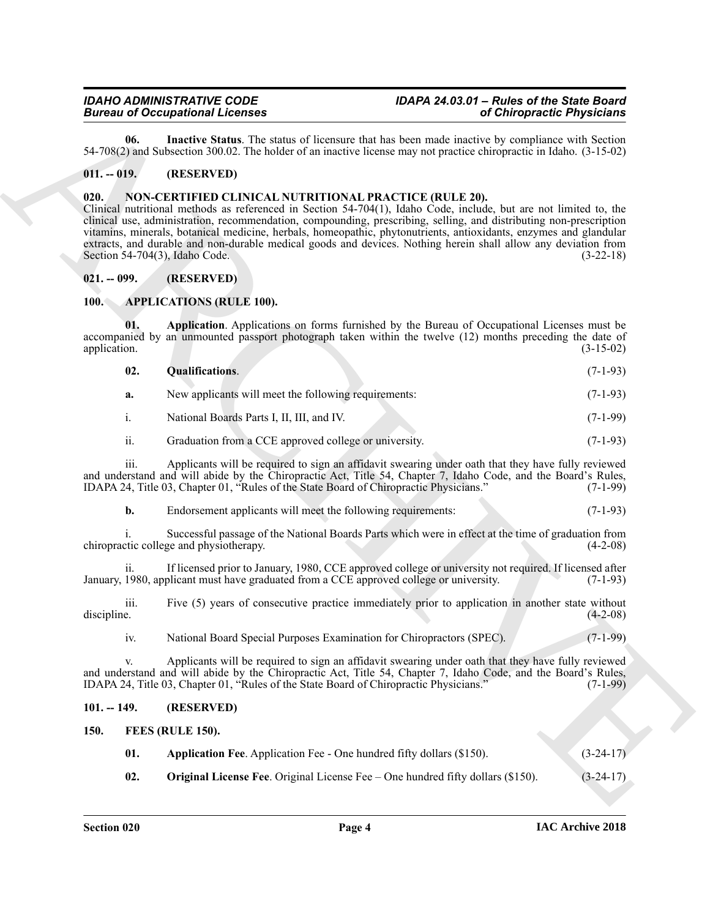**06. Inactive Status**. The status of licensure that has been made inactive by compliance with Section 54-708(2) and Subsection 300.02. The holder of an inactive license may not practice chiropractic in Idaho. (3-15-02)

## 011. -- 019. (RESERVED)

## 020. NON-CERTIFIED CLINICAL NUTRITIONAL PRACTICE (RULE 20).

Clinical nutritional methods as referenced in Section 54-704(1), Idaho Code, include, but are not limited to, the clinical use, administration, recommendation, compounding, prescribing, selling, and distributing non-prescription vitamins, minerals, botanical medicine, herbals, homeopathic, phytonutrients, antioxidants, enzymes and glandular extracts, and durable and non-durable medical goods and devices. Nothing herein shall allow any deviation from Section 54-704(3), Idaho Code. (3-22-18)

## 021. -- 099. (RESERVED)

## 100. APPLICATIONS (RULE 100).

**01. Application**. Applications on forms furnished by the Bureau of Occupational Licenses must be accompanied by an unmounted passport photograph taken within the twelve (12) months preceding the date of application. (3-15-02)

**02. Qualifications**. (7-1-93)

**a.** New applicants will meet the following requirements: (7-1-93)

i. National Boards Parts I, II, III, and IV. (7-1-99)

ii. Graduation from a CCE approved college or university. (7-1-93)

iii. Applicants will be required to sign an affidavit swearing under oath that they have fully reviewed and understand and will abide by the Chiropractic Act, Title 54, Chapter 7, Idaho Code, and the Board's Rules, IDAPA 24, Title 03, Chapter 01, "Rules of the State Board of Chiropractic Physicians." (7-1-99)

**b.** Endorsement applicants will meet the following requirements: (7-1-93)

i. Successful passage of the National Boards Parts which were in effect at the time of graduation from chiropractic college and physiotherapy. (4-2-08)

ii. If licensed prior to January, 1980, CCE approved college or university not required. If licensed after January, 1980, applicant must have graduated from a CCE approved college or university. (7-1-93)

iii. Five (5) years of consecutive practice immediately prior to application in another state without discipline. (4-2-08)

iv. National Board Special Purposes Examination for Chiropractors (SPEC). (7-1-99)

v. Applicants will be required to sign an affidavit swearing under oath that they have fully reviewed and understand and will abide by the Chiropractic Act, Title 54, Chapter 7, Idaho Code, and the Board's Rules, IDAPA 24, Title 03, Chapter 01, "Rules of the State Board of Chiropractic Physicians." (7-1-99)

## 101. -- 149. (RESERVED)

## 150. FEES (RULE 150).

**01. Application Fee**. Application Fee - One hundred fifty dollars ($150). (3-24-17)

**02. Original License Fee**. Original License Fee – One hundred fifty dollars ($150). (3-24-17)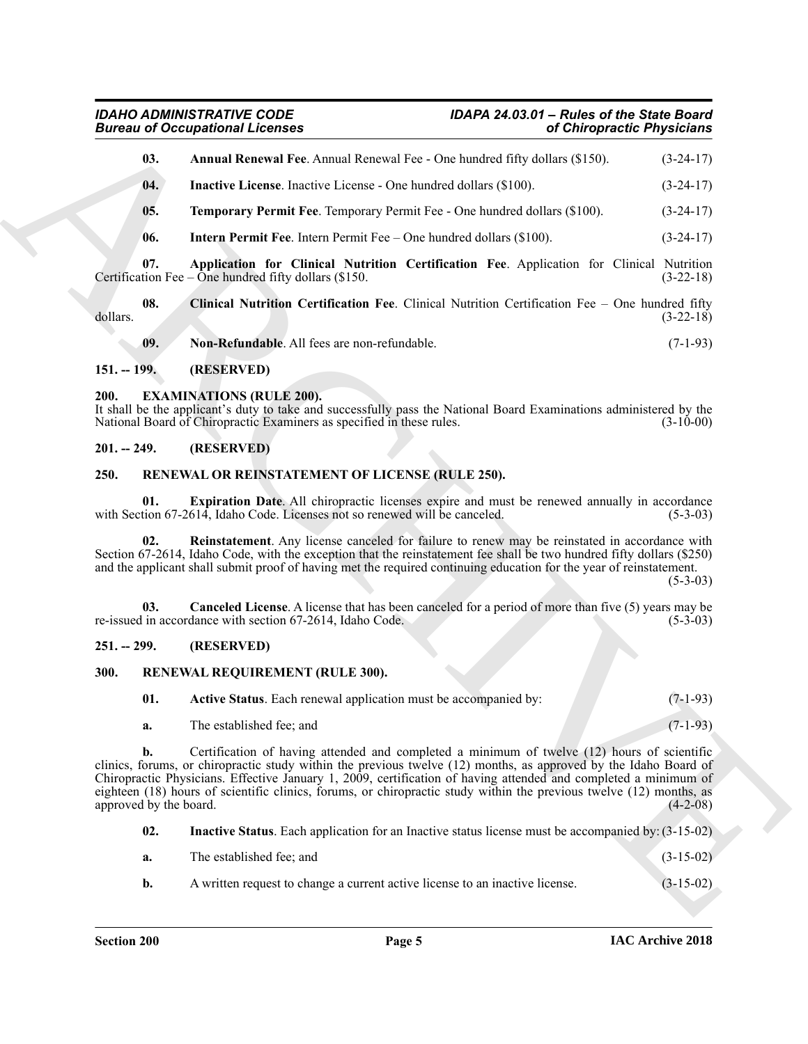**03. Annual Renewal Fee**. Annual Renewal Fee - One hundred fifty dollars ($150). (3-24-17)

**04. Inactive License**. Inactive License - One hundred dollars ($100). (3-24-17)

**05. Temporary Permit Fee**. Temporary Permit Fee - One hundred dollars ($100). (3-24-17)

**06. Intern Permit Fee**. Intern Permit Fee – One hundred dollars ($100). (3-24-17)

**07. Application for Clinical Nutrition Certification Fee**. Application for Clinical Nutrition Certification Fee – One hundred fifty dollars ($150. (3-22-18)

**08. Clinical Nutrition Certification Fee**. Clinical Nutrition Certification Fee – One hundred fifty dollars. (3-22-18)

**09. Non-Refundable**. All fees are non-refundable. (7-1-93)

## 151. -- 199. (RESERVED)

## 200. EXAMINATIONS (RULE 200).

It shall be the applicant's duty to take and successfully pass the National Board Examinations administered by the National Board of Chiropractic Examiners as specified in these rules. (3-10-00)

## 201. -- 249. (RESERVED)

## 250. RENEWAL OR REINSTATEMENT OF LICENSE (RULE 250).

**01. Expiration Date**. All chiropractic licenses expire and must be renewed annually in accordance with Section 67-2614, Idaho Code. Licenses not so renewed will be canceled. (5-3-03)

**02. Reinstatement**. Any license canceled for failure to renew may be reinstated in accordance with Section 67-2614, Idaho Code, with the exception that the reinstatement fee shall be two hundred fifty dollars ($250) and the applicant shall submit proof of having met the required continuing education for the year of reinstatement. (5-3-03)

**03. Canceled License**. A license that has been canceled for a period of more than five (5) years may be re-issued in accordance with section 67-2614, Idaho Code. (5-3-03)

## 251. -- 299. (RESERVED)

## 300. RENEWAL REQUIREMENT (RULE 300).

**01. Active Status**. Each renewal application must be accompanied by: (7-1-93)

**a.** The established fee; and (7-1-93)

**b.** Certification of having attended and completed a minimum of twelve (12) hours of scientific clinics, forums, or chiropractic study within the previous twelve (12) months, as approved by the Idaho Board of Chiropractic Physicians. Effective January 1, 2009, certification of having attended and completed a minimum of eighteen (18) hours of scientific clinics, forums, or chiropractic study within the previous twelve (12) months, as approved by the board. (4-2-08)

**02. Inactive Status**. Each application for an Inactive status license must be accompanied by: (3-15-02)

**a.** The established fee; and (3-15-02)

**b.** A written request to change a current active license to an inactive license. (3-15-02)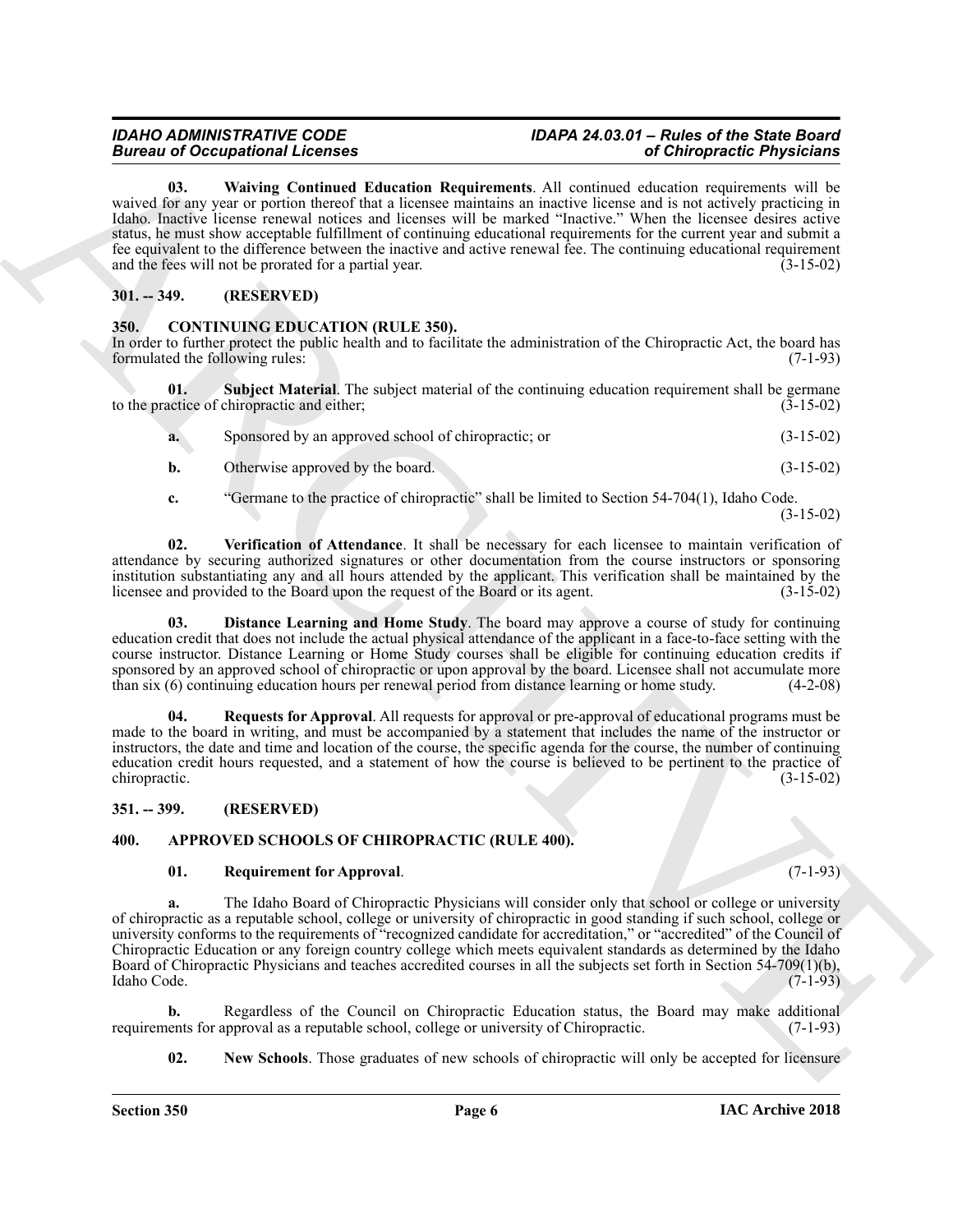**03. Waiving Continued Education Requirements**. All continued education requirements will be waived for any year or portion thereof that a licensee maintains an inactive license and is not actively practicing in Idaho. Inactive license renewal notices and licenses will be marked "Inactive." When the licensee desires active status, he must show acceptable fulfillment of continuing educational requirements for the current year and submit a fee equivalent to the difference between the inactive and active renewal fee. The continuing educational requirement and the fees will not be prorated for a partial year. (3-15-02)

## 301. -- 349. (RESERVED)

## 350. CONTINUING EDUCATION (RULE 350).

In order to further protect the public health and to facilitate the administration of the Chiropractic Act, the board has formulated the following rules: (7-1-93)

**01. Subject Material**. The subject material of the continuing education requirement shall be germane to the practice of chiropractic and either; (3-15-02)

**a.** Sponsored by an approved school of chiropractic; or (3-15-02)

**b.** Otherwise approved by the board. (3-15-02)

**c.** "Germane to the practice of chiropractic" shall be limited to Section 54-704(1), Idaho Code. (3-15-02)

**02. Verification of Attendance**. It shall be necessary for each licensee to maintain verification of attendance by securing authorized signatures or other documentation from the course instructors or sponsoring institution substantiating any and all hours attended by the applicant. This verification shall be maintained by the licensee and provided to the Board upon the request of the Board or its agent. (3-15-02)

**03. Distance Learning and Home Study**. The board may approve a course of study for continuing education credit that does not include the actual physical attendance of the applicant in a face-to-face setting with the course instructor. Distance Learning or Home Study courses shall be eligible for continuing education credits if sponsored by an approved school of chiropractic or upon approval by the board. Licensee shall not accumulate more than six (6) continuing education hours per renewal period from distance learning or home study. (4-2-08)

**04. Requests for Approval**. All requests for approval or pre-approval of educational programs must be made to the board in writing, and must be accompanied by a statement that includes the name of the instructor or instructors, the date and time and location of the course, the specific agenda for the course, the number of continuing education credit hours requested, and a statement of how the course is believed to be pertinent to the practice of chiropractic. (3-15-02)

## 351. -- 399. (RESERVED)

## 400. APPROVED SCHOOLS OF CHIROPRACTIC (RULE 400).

**01. Requirement for Approval**. (7-1-93)

**a.** The Idaho Board of Chiropractic Physicians will consider only that school or college or university of chiropractic as a reputable school, college or university of chiropractic in good standing if such school, college or university conforms to the requirements of "recognized candidate for accreditation," or "accredited" of the Council of Chiropractic Education or any foreign country college which meets equivalent standards as determined by the Idaho Board of Chiropractic Physicians and teaches accredited courses in all the subjects set forth in Section 54-709(1)(b), Idaho Code. (7-1-93)

**b.** Regardless of the Council on Chiropractic Education status, the Board may make additional requirements for approval as a reputable school, college or university of Chiropractic. (7-1-93)

**02. New Schools**. Those graduates of new schools of chiropractic will only be accepted for licensure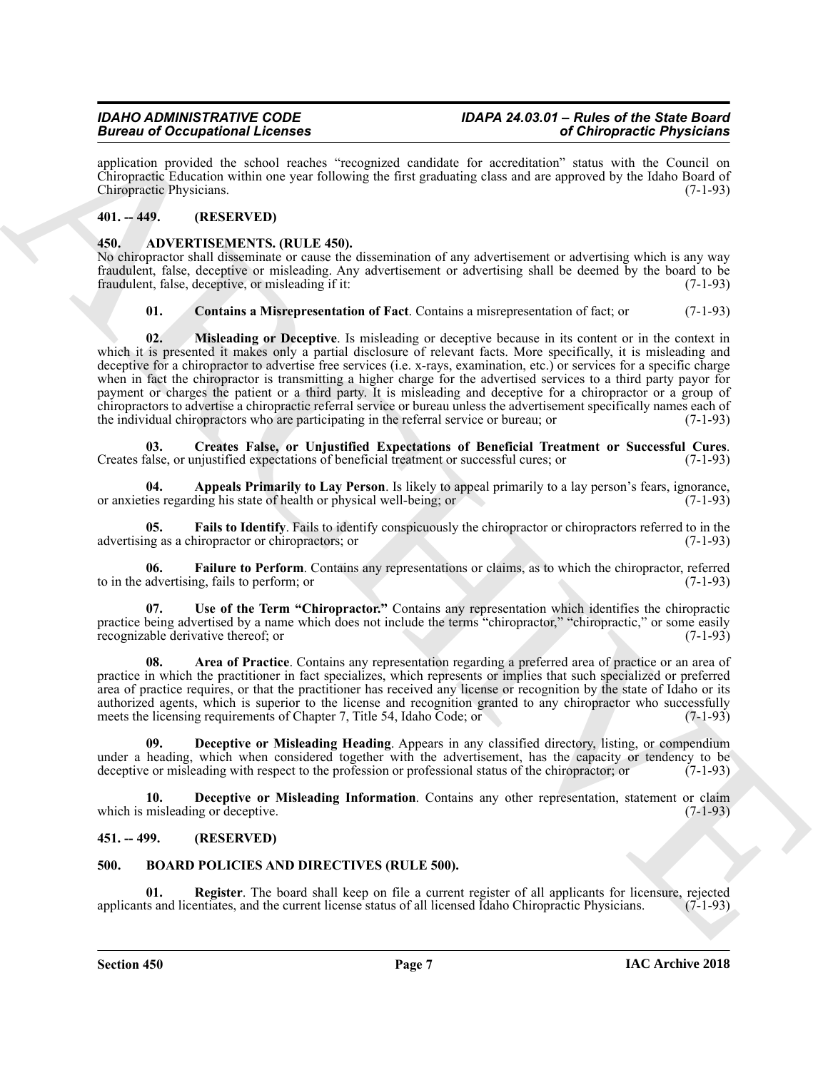application provided the school reaches "recognized candidate for accreditation" status with the Council on Chiropractic Education within one year following the first graduating class and are approved by the Idaho Board of Chiropractic Physicians. (7-1-93)

## 401. -- 449. (RESERVED)

## 450. ADVERTISEMENTS. (RULE 450).

No chiropractor shall disseminate or cause the dissemination of any advertisement or advertising which is any way fraudulent, false, deceptive or misleading. Any advertisement or advertising shall be deemed by the board to be fraudulent, false, deceptive, or misleading if it: (7-1-93)

**01. Contains a Misrepresentation of Fact**. Contains a misrepresentation of fact; or (7-1-93)

**02. Misleading or Deceptive**. Is misleading or deceptive because in its content or in the context in which it is presented it makes only a partial disclosure of relevant facts. More specifically, it is misleading and deceptive for a chiropractor to advertise free services (i.e. x-rays, examination, etc.) or services for a specific charge when in fact the chiropractor is transmitting a higher charge for the advertised services to a third party payor for payment or charges the patient or a third party. It is misleading and deceptive for a chiropractor or a group of chiropractors to advertise a chiropractic referral service or bureau unless the advertisement specifically names each of the individual chiropractors who are participating in the referral service or bureau; or (7-1-93)

**03. Creates False, or Unjustified Expectations of Beneficial Treatment or Successful Cures**. Creates false, or unjustified expectations of beneficial treatment or successful cures; or (7-1-93)

**04. Appeals Primarily to Lay Person**. Is likely to appeal primarily to a lay person's fears, ignorance, or anxieties regarding his state of health or physical well-being; or (7-1-93)

**05. Fails to Identify**. Fails to identify conspicuously the chiropractor or chiropractors referred to in the advertising as a chiropractor or chiropractors; or (7-1-93)

**06. Failure to Perform**. Contains any representations or claims, as to which the chiropractor, referred to in the advertising, fails to perform; or (7-1-93)

**07. Use of the Term "Chiropractor."** Contains any representation which identifies the chiropractic practice being advertised by a name which does not include the terms "chiropractor," "chiropractic," or some easily recognizable derivative thereof; or (7-1-93)

**08. Area of Practice**. Contains any representation regarding a preferred area of practice or an area of practice in which the practitioner in fact specializes, which represents or implies that such specialized or preferred area of practice requires, or that the practitioner has received any license or recognition by the state of Idaho or its authorized agents, which is superior to the license and recognition granted to any chiropractor who successfully meets the licensing requirements of Chapter 7, Title 54, Idaho Code; or (7-1-93)

**09. Deceptive or Misleading Heading**. Appears in any classified directory, listing, or compendium under a heading, which when considered together with the advertisement, has the capacity or tendency to be deceptive or misleading with respect to the profession or professional status of the chiropractor; or (7-1-93)

**10. Deceptive or Misleading Information**. Contains any other representation, statement or claim which is misleading or deceptive. (7-1-93)

## 451. -- 499. (RESERVED)

## 500. BOARD POLICIES AND DIRECTIVES (RULE 500).

**01. Register**. The board shall keep on file a current register of all applicants for licensure, rejected applicants and licentiates, and the current license status of all licensed Idaho Chiropractic Physicians. (7-1-93)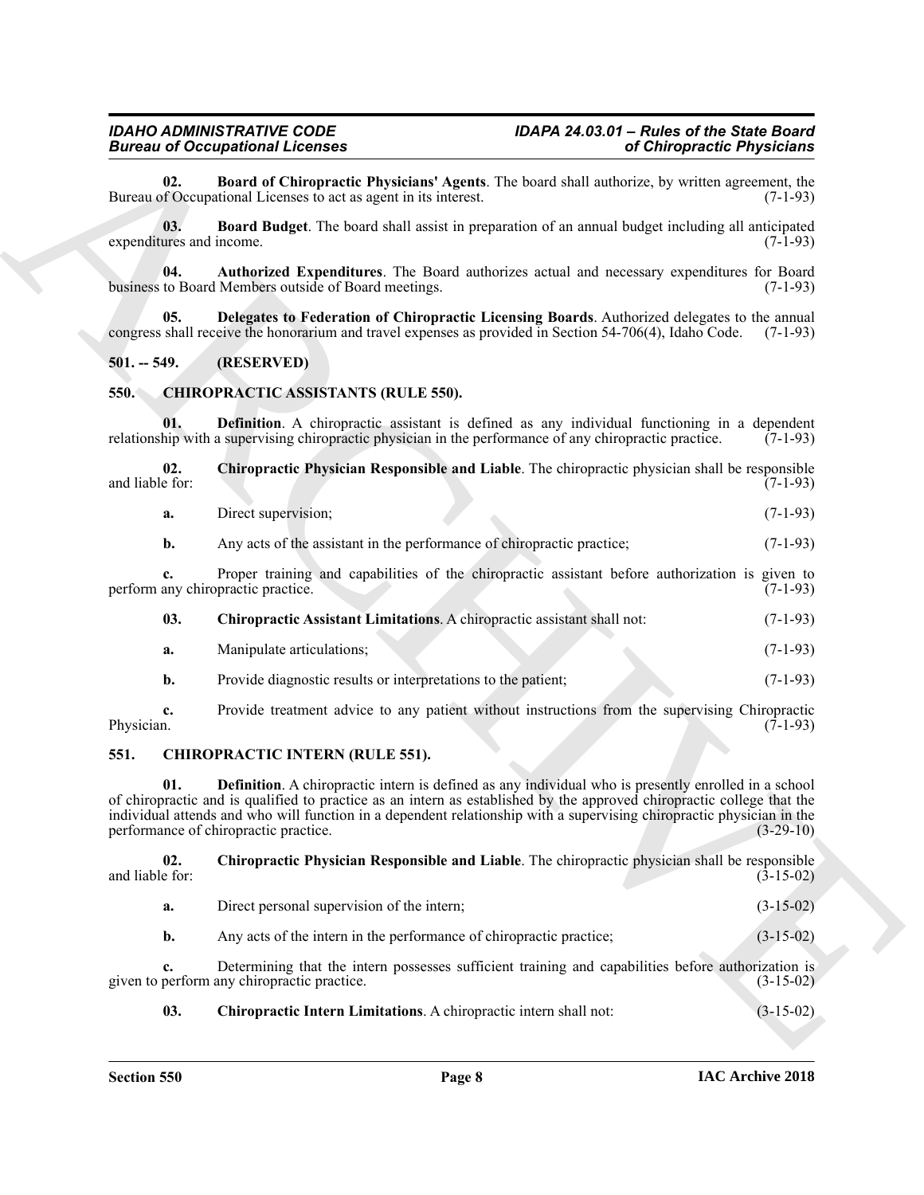**02. Board of Chiropractic Physicians' Agents**. The board shall authorize, by written agreement, the Bureau of Occupational Licenses to act as agent in its interest. (7-1-93)

**03. Board Budget**. The board shall assist in preparation of an annual budget including all anticipated expenditures and income. (7-1-93)

**04. Authorized Expenditures**. The Board authorizes actual and necessary expenditures for Board business to Board Members outside of Board meetings. (7-1-93)

**05. Delegates to Federation of Chiropractic Licensing Boards**. Authorized delegates to the annual congress shall receive the honorarium and travel expenses as provided in Section 54-706(4), Idaho Code. (7-1-93)

## 501. -- 549. (RESERVED)

## 550. CHIROPRACTIC ASSISTANTS (RULE 550).

**01. Definition**. A chiropractic assistant is defined as any individual functioning in a dependent relationship with a supervising chiropractic physician in the performance of any chiropractic practice. (7-1-93)

**02. Chiropractic Physician Responsible and Liable**. The chiropractic physician shall be responsible and liable for: (7-1-93)

**a.** Direct supervision; (7-1-93)

**b.** Any acts of the assistant in the performance of chiropractic practice; (7-1-93)

**c.** Proper training and capabilities of the chiropractic assistant before authorization is given to perform any chiropractic practice. (7-1-93)

**03. Chiropractic Assistant Limitations**. A chiropractic assistant shall not: (7-1-93)

**a.** Manipulate articulations; (7-1-93)

**b.** Provide diagnostic results or interpretations to the patient; (7-1-93)

**c.** Provide treatment advice to any patient without instructions from the supervising Chiropractic Physician. (7-1-93)

## 551. CHIROPRACTIC INTERN (RULE 551).

**01. Definition**. A chiropractic intern is defined as any individual who is presently enrolled in a school of chiropractic and is qualified to practice as an intern as established by the approved chiropractic college that the individual attends and who will function in a dependent relationship with a supervising chiropractic physician in the performance of chiropractic practice. (3-29-10)

**02. Chiropractic Physician Responsible and Liable**. The chiropractic physician shall be responsible and liable for: (3-15-02)

**a.** Direct personal supervision of the intern; (3-15-02)

**b.** Any acts of the intern in the performance of chiropractic practice; (3-15-02)

**c.** Determining that the intern possesses sufficient training and capabilities before authorization is given to perform any chiropractic practice. (3-15-02)

**03. Chiropractic Intern Limitations**. A chiropractic intern shall not: (3-15-02)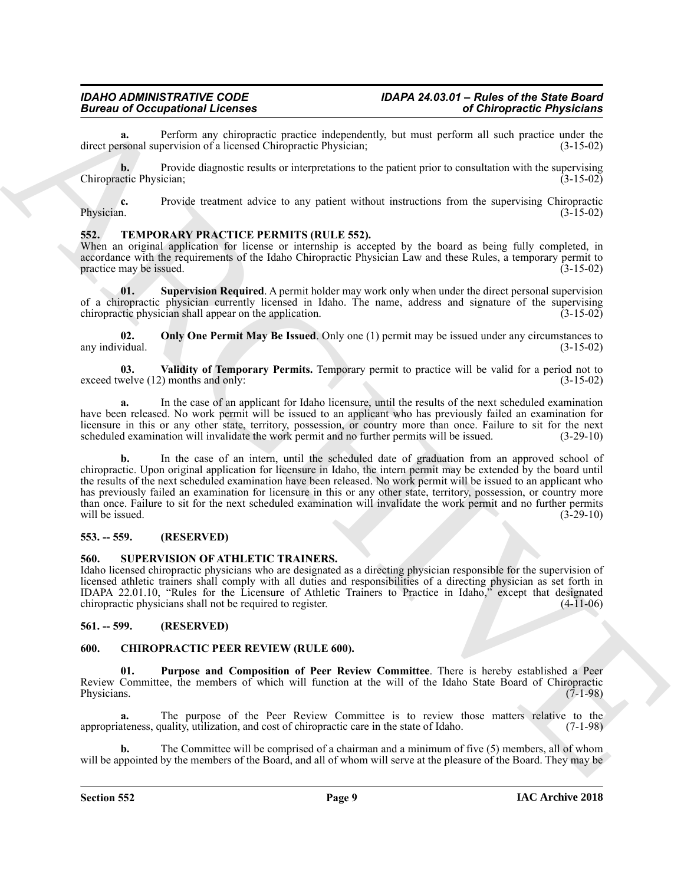**a.** Perform any chiropractic practice independently, but must perform all such practice under the direct personal supervision of a licensed Chiropractic Physician; (3-15-02)

**b.** Provide diagnostic results or interpretations to the patient prior to consultation with the supervising Chiropractic Physician; (3-15-02)

**c.** Provide treatment advice to any patient without instructions from the supervising Chiropractic Physician. (3-15-02)

### 552. TEMPORARY PRACTICE PERMITS (RULE 552).

When an original application for license or internship is accepted by the board as being fully completed, in accordance with the requirements of the Idaho Chiropractic Physician Law and these Rules, a temporary permit to practice may be issued. (3-15-02)

**01. Supervision Required**. A permit holder may work only when under the direct personal supervision of a chiropractic physician currently licensed in Idaho. The name, address and signature of the supervising chiropractic physician shall appear on the application. (3-15-02)

**02. Only One Permit May Be Issued**. Only one (1) permit may be issued under any circumstances to any individual. (3-15-02)

**03. Validity of Temporary Permits.** Temporary permit to practice will be valid for a period not to exceed twelve (12) months and only: (3-15-02)

**a.** In the case of an applicant for Idaho licensure, until the results of the next scheduled examination have been released. No work permit will be issued to an applicant who has previously failed an examination for licensure in this or any other state, territory, possession, or country more than once. Failure to sit for the next scheduled examination will invalidate the work permit and no further permits will be issued. (3-29-10)

**b.** In the case of an intern, until the scheduled date of graduation from an approved school of chiropractic. Upon original application for licensure in Idaho, the intern permit may be extended by the board until the results of the next scheduled examination have been released. No work permit will be issued to an applicant who has previously failed an examination for licensure in this or any other state, territory, possession, or country more than once. Failure to sit for the next scheduled examination will invalidate the work permit and no further permits will be issued. (3-29-10)

### 553. -- 559. (RESERVED)

### 560. SUPERVISION OF ATHLETIC TRAINERS.

Idaho licensed chiropractic physicians who are designated as a directing physician responsible for the supervision of licensed athletic trainers shall comply with all duties and responsibilities of a directing physician as set forth in IDAPA 22.01.10, "Rules for the Licensure of Athletic Trainers to Practice in Idaho," except that designated chiropractic physicians shall not be required to register. (4-11-06)

### 561. -- 599. (RESERVED)

### 600. CHIROPRACTIC PEER REVIEW (RULE 600).

**01. Purpose and Composition of Peer Review Committee**. There is hereby established a Peer Review Committee, the members of which will function at the will of the Idaho State Board of Chiropractic Physicians. (7-1-98)

**a.** The purpose of the Peer Review Committee is to review those matters relative to the appropriateness, quality, utilization, and cost of chiropractic care in the state of Idaho. (7-1-98)

**b.** The Committee will be comprised of a chairman and a minimum of five (5) members, all of whom will be appointed by the members of the Board, and all of whom will serve at the pleasure of the Board. They may be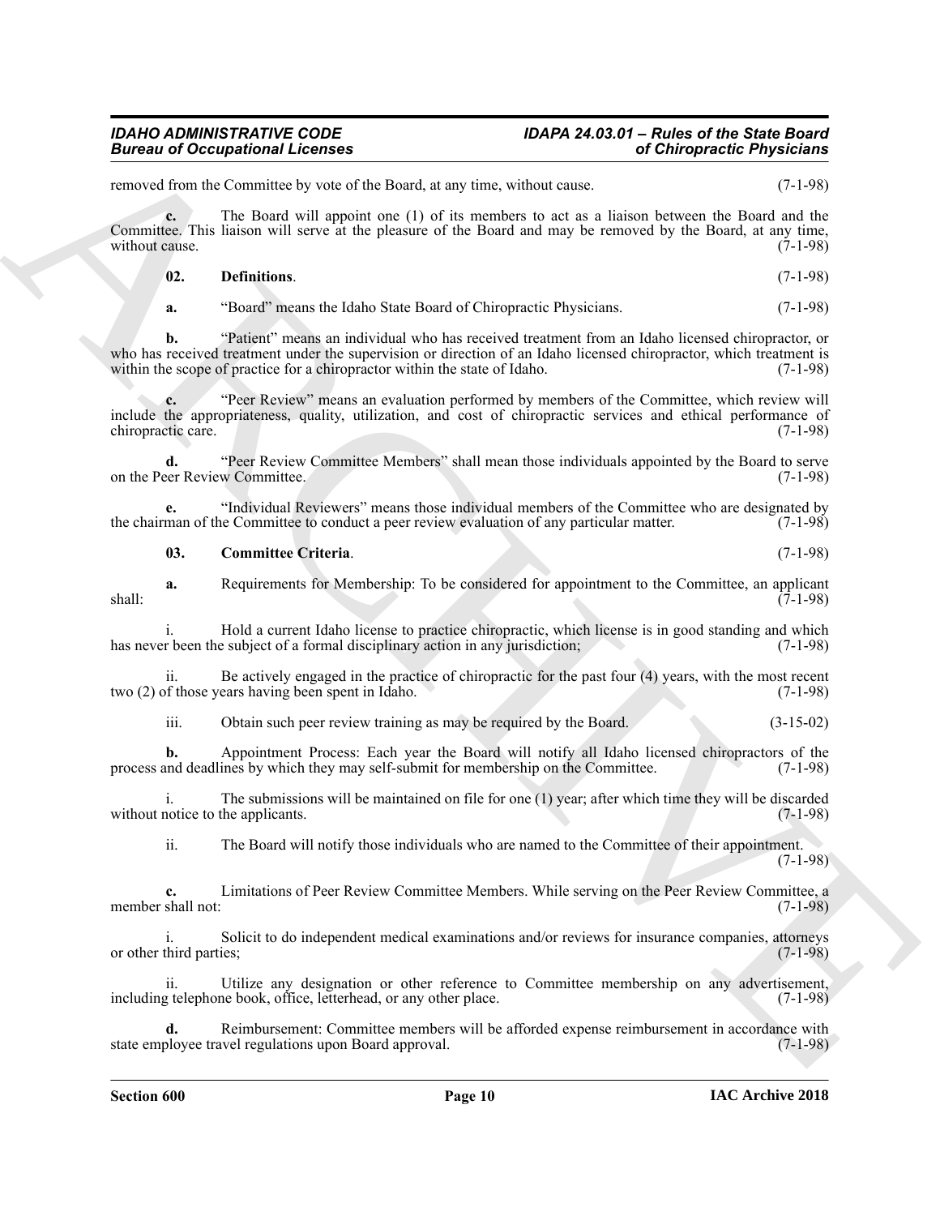removed from the Committee by vote of the Board, at any time, without cause. (7-1-98)

**c.** The Board will appoint one (1) of its members to act as a liaison between the Board and the Committee. This liaison will serve at the pleasure of the Board and may be removed by the Board, at any time, without cause. (7-1-98)

**02. Definitions**. (7-1-98)

**a.** "Board" means the Idaho State Board of Chiropractic Physicians. (7-1-98)

**b.** "Patient" means an individual who has received treatment from an Idaho licensed chiropractor, or who has received treatment under the supervision or direction of an Idaho licensed chiropractor, which treatment is within the scope of practice for a chiropractor within the state of Idaho. (7-1-98)

**c.** "Peer Review" means an evaluation performed by members of the Committee, which review will include the appropriateness, quality, utilization, and cost of chiropractic services and ethical performance of chiropractic care. (7-1-98)

**d.** "Peer Review Committee Members" shall mean those individuals appointed by the Board to serve on the Peer Review Committee. (7-1-98)

**e.** "Individual Reviewers" means those individual members of the Committee who are designated by the chairman of the Committee to conduct a peer review evaluation of any particular matter. (7-1-98)

**03. Committee Criteria**. (7-1-98)

**a.** Requirements for Membership: To be considered for appointment to the Committee, an applicant shall: (7-1-98)

i. Hold a current Idaho license to practice chiropractic, which license is in good standing and which has never been the subject of a formal disciplinary action in any jurisdiction; (7-1-98)

ii. Be actively engaged in the practice of chiropractic for the past four (4) years, with the most recent two (2) of those years having been spent in Idaho. (7-1-98)

iii. Obtain such peer review training as may be required by the Board. (3-15-02)

**b.** Appointment Process: Each year the Board will notify all Idaho licensed chiropractors of the process and deadlines by which they may self-submit for membership on the Committee. (7-1-98)

i. The submissions will be maintained on file for one (1) year; after which time they will be discarded without notice to the applicants. (7-1-98)

ii. The Board will notify those individuals who are named to the Committee of their appointment. (7-1-98)

**c.** Limitations of Peer Review Committee Members. While serving on the Peer Review Committee, a member shall not: (7-1-98)

i. Solicit to do independent medical examinations and/or reviews for insurance companies, attorneys or other third parties; (7-1-98)

ii. Utilize any designation or other reference to Committee membership on any advertisement, including telephone book, office, letterhead, or any other place. (7-1-98)

**d.** Reimbursement: Committee members will be afforded expense reimbursement in accordance with state employee travel regulations upon Board approval. (7-1-98)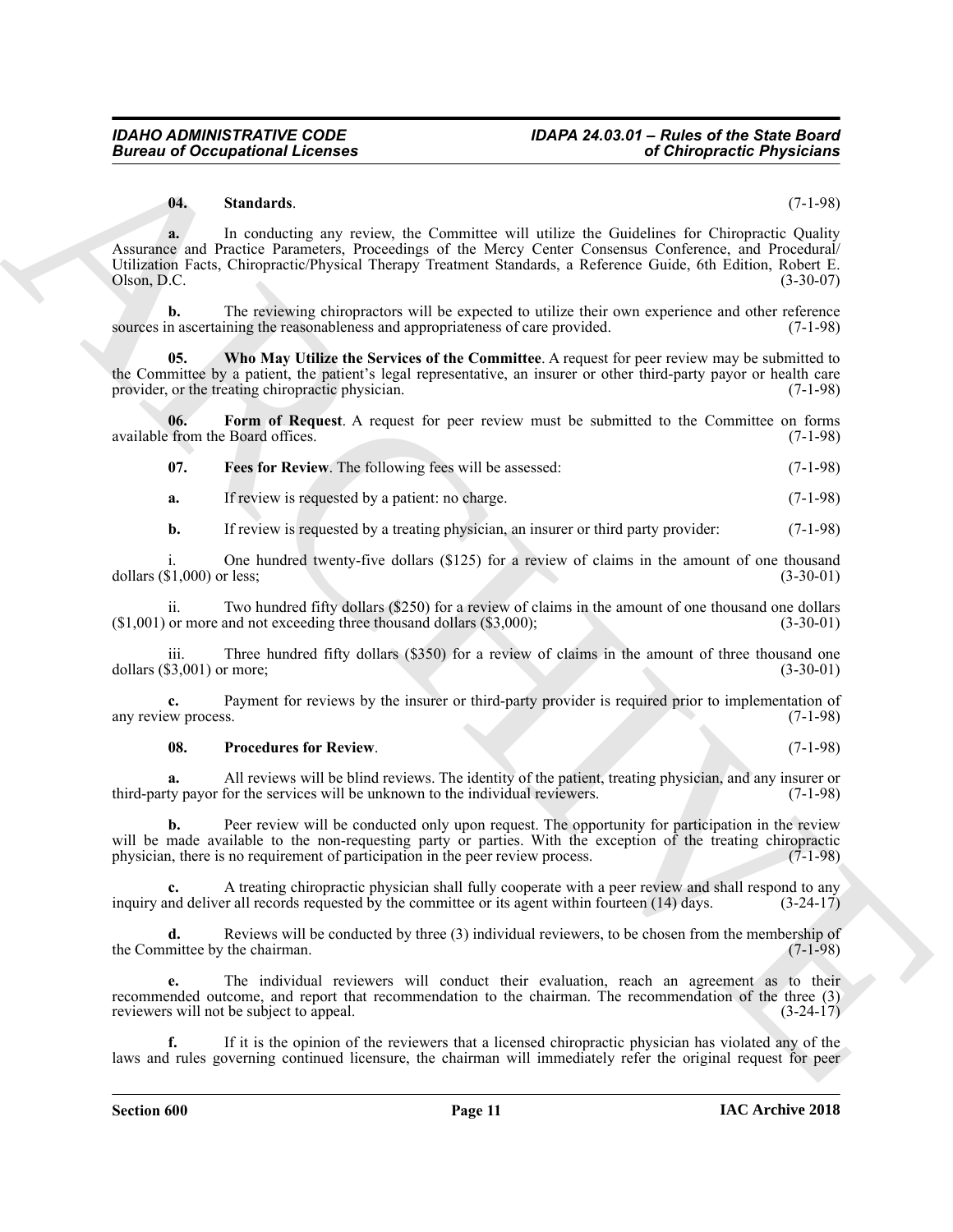**04. Standards.** (7-1-98)

**a.** In conducting any review, the Committee will utilize the Guidelines for Chiropractic Quality Assurance and Practice Parameters, Proceedings of the Mercy Center Consensus Conference, and Procedural/ Utilization Facts, Chiropractic/Physical Therapy Treatment Standards, a Reference Guide, 6th Edition, Robert E. Olson, D.C. (3-30-07)

**b.** The reviewing chiropractors will be expected to utilize their own experience and other reference sources in ascertaining the reasonableness and appropriateness of care provided. (7-1-98)

**05. Who May Utilize the Services of the Committee**. A request for peer review may be submitted to the Committee by a patient, the patient's legal representative, an insurer or other third-party payor or health care provider, or the treating chiropractic physician. (7-1-98)

**06. Form of Request**. A request for peer review must be submitted to the Committee on forms available from the Board offices. (7-1-98)

**07. Fees for Review**. The following fees will be assessed: (7-1-98)

**a.** If review is requested by a patient: no charge. (7-1-98)

**b.** If review is requested by a treating physician, an insurer or third party provider: (7-1-98)

i. One hundred twenty-five dollars ($125) for a review of claims in the amount of one thousand dollars ($1,000) or less; (3-30-01)

ii. Two hundred fifty dollars ($250) for a review of claims in the amount of one thousand one dollars ($1,001) or more and not exceeding three thousand dollars ($3,000); (3-30-01)

iii. Three hundred fifty dollars ($350) for a review of claims in the amount of three thousand one dollars ($3,001) or more; (3-30-01)

**c.** Payment for reviews by the insurer or third-party provider is required prior to implementation of any review process. (7-1-98)

**08. Procedures for Review**. (7-1-98)

**a.** All reviews will be blind reviews. The identity of the patient, treating physician, and any insurer or third-party payor for the services will be unknown to the individual reviewers. (7-1-98)

**b.** Peer review will be conducted only upon request. The opportunity for participation in the review will be made available to the non-requesting party or parties. With the exception of the treating chiropractic physician, there is no requirement of participation in the peer review process. (7-1-98)

**c.** A treating chiropractic physician shall fully cooperate with a peer review and shall respond to any inquiry and deliver all records requested by the committee or its agent within fourteen (14) days. (3-24-17)

**d.** Reviews will be conducted by three (3) individual reviewers, to be chosen from the membership of the Committee by the chairman. (7-1-98)

**e.** The individual reviewers will conduct their evaluation, reach an agreement as to their recommended outcome, and report that recommendation to the chairman. The recommendation of the three (3) reviewers will not be subject to appeal. (3-24-17)

**f.** If it is the opinion of the reviewers that a licensed chiropractic physician has violated any of the laws and rules governing continued licensure, the chairman will immediately refer the original request for peer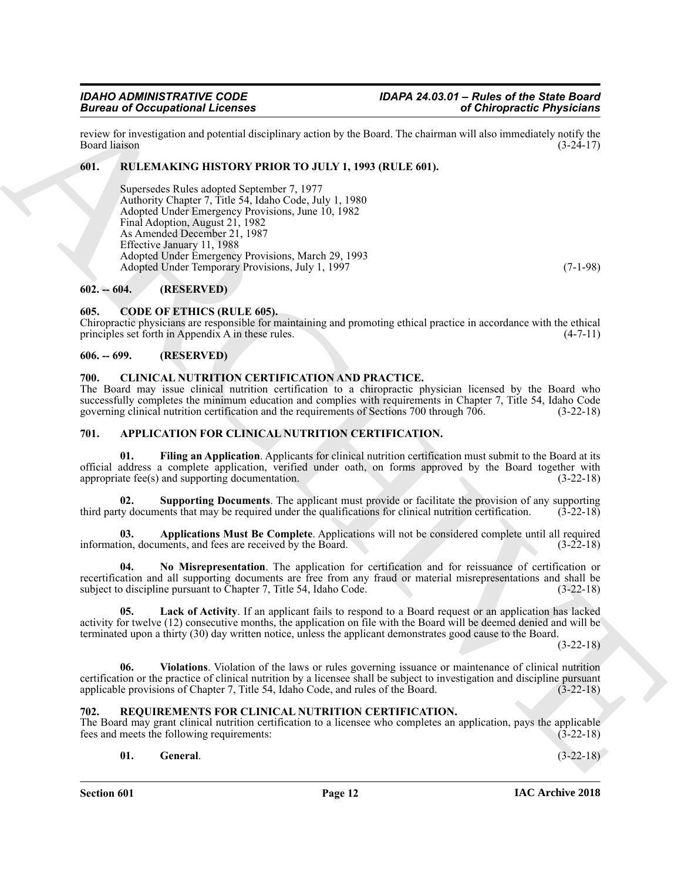review for investigation and potential disciplinary action by the Board. The chairman will also immediately notify the Board liaison (3-24-17)

## 601. RULEMAKING HISTORY PRIOR TO JULY 1, 1993 (RULE 601).

Supersedes Rules adopted September 7, 1977
Authority Chapter 7, Title 54, Idaho Code, July 1, 1980
Adopted Under Emergency Provisions, June 10, 1982
Final Adoption, August 21, 1982
As Amended December 21, 1987
Effective January 11, 1988
Adopted Under Emergency Provisions, March 29, 1993
Adopted Under Temporary Provisions, July 1, 1997 (7-1-98)

## 602. -- 604. (RESERVED)

## 605. CODE OF ETHICS (RULE 605).

Chiropractic physicians are responsible for maintaining and promoting ethical practice in accordance with the ethical principles set forth in Appendix A in these rules. (4-7-11)

## 606. -- 699. (RESERVED)

## 700. CLINICAL NUTRITION CERTIFICATION AND PRACTICE.

The Board may issue clinical nutrition certification to a chiropractic physician licensed by the Board who successfully completes the minimum education and complies with requirements in Chapter 7, Title 54, Idaho Code governing clinical nutrition certification and the requirements of Sections 700 through 706. (3-22-18)

## 701. APPLICATION FOR CLINICAL NUTRITION CERTIFICATION.

**01. Filing an Application**. Applicants for clinical nutrition certification must submit to the Board at its official address a complete application, verified under oath, on forms approved by the Board together with appropriate fee(s) and supporting documentation. (3-22-18)

**02. Supporting Documents**. The applicant must provide or facilitate the provision of any supporting third party documents that may be required under the qualifications for clinical nutrition certification. (3-22-18)

**03. Applications Must Be Complete**. Applications will not be considered complete until all required information, documents, and fees are received by the Board. (3-22-18)

**04. No Misrepresentation**. The application for certification and for reissuance of certification or recertification and all supporting documents are free from any fraud or material misrepresentations and shall be subject to discipline pursuant to Chapter 7, Title 54, Idaho Code. (3-22-18)

**05. Lack of Activity**. If an applicant fails to respond to a Board request or an application has lacked activity for twelve (12) consecutive months, the application on file with the Board will be deemed denied and will be terminated upon a thirty (30) day written notice, unless the applicant demonstrates good cause to the Board. (3-22-18)

**06. Violations**. Violation of the laws or rules governing issuance or maintenance of clinical nutrition certification or the practice of clinical nutrition by a licensee shall be subject to investigation and discipline pursuant applicable provisions of Chapter 7, Title 54, Idaho Code, and rules of the Board. (3-22-18)

## 702. REQUIREMENTS FOR CLINICAL NUTRITION CERTIFICATION.

The Board may grant clinical nutrition certification to a licensee who completes an application, pays the applicable fees and meets the following requirements: (3-22-18)

**01. General**. (3-22-18)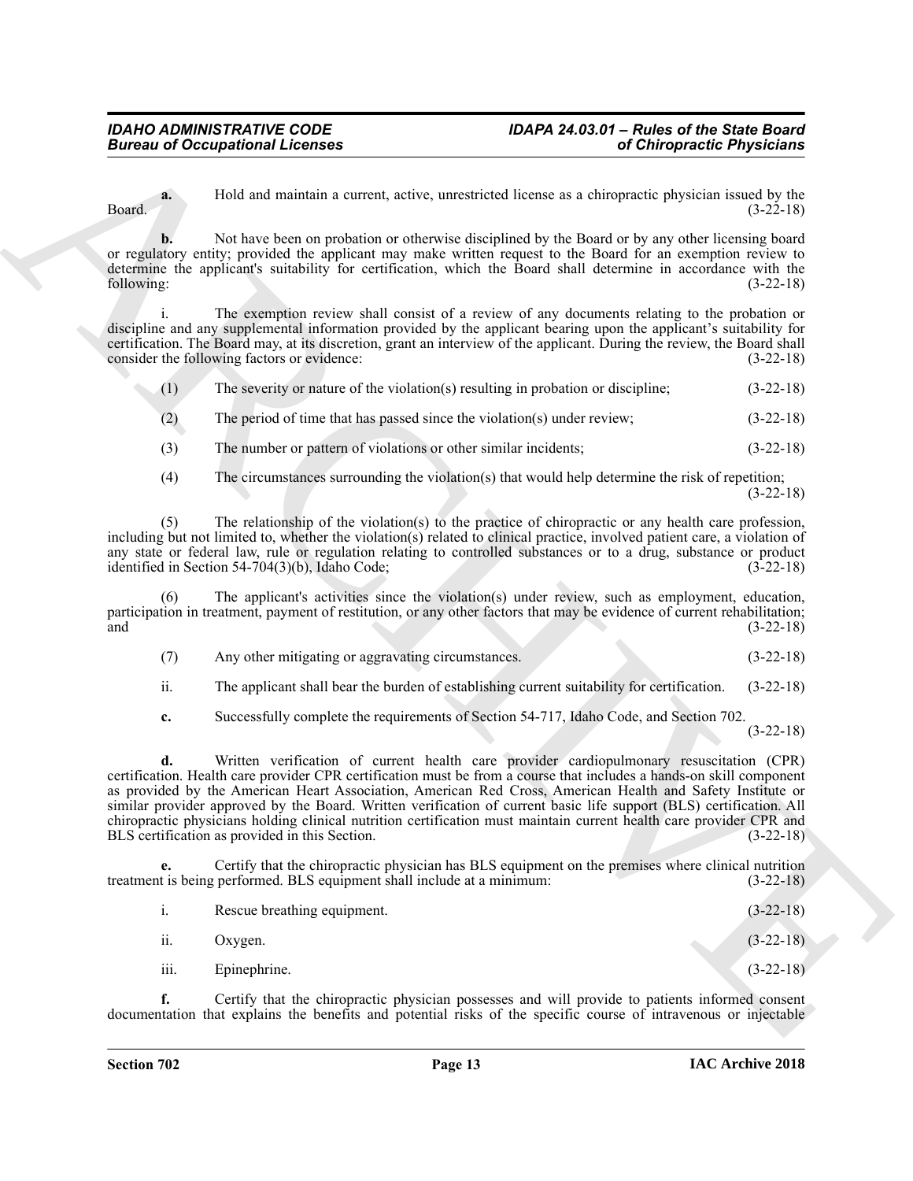**a.** Hold and maintain a current, active, unrestricted license as a chiropractic physician issued by the Board. (3-22-18)

**b.** Not have been on probation or otherwise disciplined by the Board or by any other licensing board or regulatory entity; provided the applicant may make written request to the Board for an exemption review to determine the applicant's suitability for certification, which the Board shall determine in accordance with the following: (3-22-18)

i. The exemption review shall consist of a review of any documents relating to the probation or discipline and any supplemental information provided by the applicant bearing upon the applicant's suitability for certification. The Board may, at its discretion, grant an interview of the applicant. During the review, the Board shall consider the following factors or evidence: (3-22-18)

(1) The severity or nature of the violation(s) resulting in probation or discipline; (3-22-18)

(2) The period of time that has passed since the violation(s) under review; (3-22-18)

(3) The number or pattern of violations or other similar incidents; (3-22-18)

(4) The circumstances surrounding the violation(s) that would help determine the risk of repetition; (3-22-18)

(5) The relationship of the violation(s) to the practice of chiropractic or any health care profession, including but not limited to, whether the violation(s) related to clinical practice, involved patient care, a violation of any state or federal law, rule or regulation relating to controlled substances or to a drug, substance or product identified in Section 54-704(3)(b), Idaho Code; (3-22-18)

(6) The applicant's activities since the violation(s) under review, such as employment, education, participation in treatment, payment of restitution, or any other factors that may be evidence of current rehabilitation; and (3-22-18)

(7) Any other mitigating or aggravating circumstances. (3-22-18)

ii. The applicant shall bear the burden of establishing current suitability for certification. (3-22-18)

**c.** Successfully complete the requirements of Section 54-717, Idaho Code, and Section 702. (3-22-18)

**d.** Written verification of current health care provider cardiopulmonary resuscitation (CPR) certification. Health care provider CPR certification must be from a course that includes a hands-on skill component as provided by the American Heart Association, American Red Cross, American Health and Safety Institute or similar provider approved by the Board. Written verification of current basic life support (BLS) certification. All chiropractic physicians holding clinical nutrition certification must maintain current health care provider CPR and BLS certification as provided in this Section. (3-22-18)

**e.** Certify that the chiropractic physician has BLS equipment on the premises where clinical nutrition treatment is being performed. BLS equipment shall include at a minimum: (3-22-18)

i. Rescue breathing equipment. (3-22-18)

ii. Oxygen. (3-22-18)

iii. Epinephrine. (3-22-18)

**f.** Certify that the chiropractic physician possesses and will provide to patients informed consent documentation that explains the benefits and potential risks of the specific course of intravenous or injectable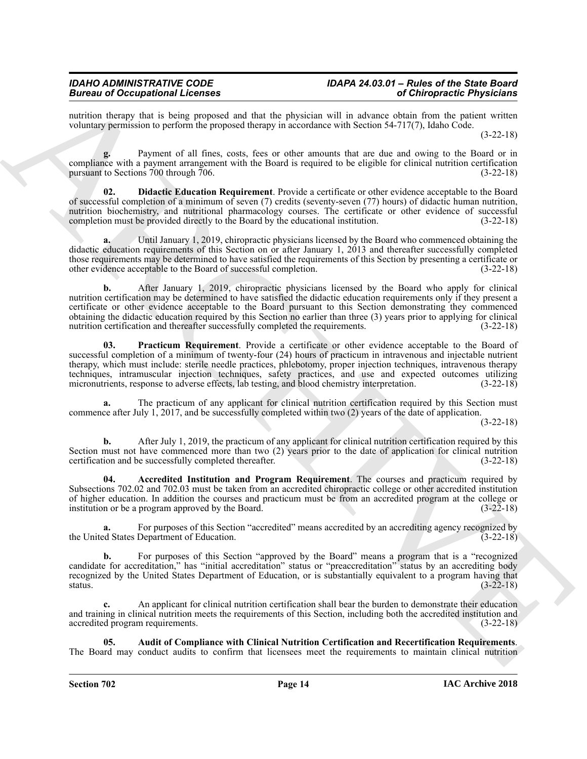nutrition therapy that is being proposed and that the physician will in advance obtain from the patient written voluntary permission to perform the proposed therapy in accordance with Section 54-717(7), Idaho Code. (3-22-18)

**g.** Payment of all fines, costs, fees or other amounts that are due and owing to the Board or in compliance with a payment arrangement with the Board is required to be eligible for clinical nutrition certification pursuant to Sections 700 through 706. (3-22-18)

**02. Didactic Education Requirement**. Provide a certificate or other evidence acceptable to the Board of successful completion of a minimum of seven (7) credits (seventy-seven (77) hours) of didactic human nutrition, nutrition biochemistry, and nutritional pharmacology courses. The certificate or other evidence of successful completion must be provided directly to the Board by the educational institution. (3-22-18)

**a.** Until January 1, 2019, chiropractic physicians licensed by the Board who commenced obtaining the didactic education requirements of this Section on or after January 1, 2013 and thereafter successfully completed those requirements may be determined to have satisfied the requirements of this Section by presenting a certificate or other evidence acceptable to the Board of successful completion. (3-22-18)

**b.** After January 1, 2019, chiropractic physicians licensed by the Board who apply for clinical nutrition certification may be determined to have satisfied the didactic education requirements only if they present a certificate or other evidence acceptable to the Board pursuant to this Section demonstrating they commenced obtaining the didactic education required by this Section no earlier than three (3) years prior to applying for clinical nutrition certification and thereafter successfully completed the requirements. (3-22-18)

**03. Practicum Requirement**. Provide a certificate or other evidence acceptable to the Board of successful completion of a minimum of twenty-four (24) hours of practicum in intravenous and injectable nutrient therapy, which must include: sterile needle practices, phlebotomy, proper injection techniques, intravenous therapy techniques, intramuscular injection techniques, safety practices, and use and expected outcomes utilizing micronutrients, response to adverse effects, lab testing, and blood chemistry interpretation. (3-22-18)

**a.** The practicum of any applicant for clinical nutrition certification required by this Section must commence after July 1, 2017, and be successfully completed within two (2) years of the date of application. (3-22-18)

**b.** After July 1, 2019, the practicum of any applicant for clinical nutrition certification required by this Section must not have commenced more than two (2) years prior to the date of application for clinical nutrition certification and be successfully completed thereafter. (3-22-18)

**04. Accredited Institution and Program Requirement**. The courses and practicum required by Subsections 702.02 and 702.03 must be taken from an accredited chiropractic college or other accredited institution of higher education. In addition the courses and practicum must be from an accredited program at the college or institution or be a program approved by the Board. (3-22-18)

**a.** For purposes of this Section "accredited" means accredited by an accrediting agency recognized by the United States Department of Education. (3-22-18)

**b.** For purposes of this Section "approved by the Board" means a program that is a "recognized candidate for accreditation," has "initial accreditation" status or "preaccreditation" status by an accrediting body recognized by the United States Department of Education, or is substantially equivalent to a program having that status. (3-22-18)

**c.** An applicant for clinical nutrition certification shall bear the burden to demonstrate their education and training in clinical nutrition meets the requirements of this Section, including both the accredited institution and accredited program requirements. (3-22-18)

**05. Audit of Compliance with Clinical Nutrition Certification and Recertification Requirements**. The Board may conduct audits to confirm that licensees meet the requirements to maintain clinical nutrition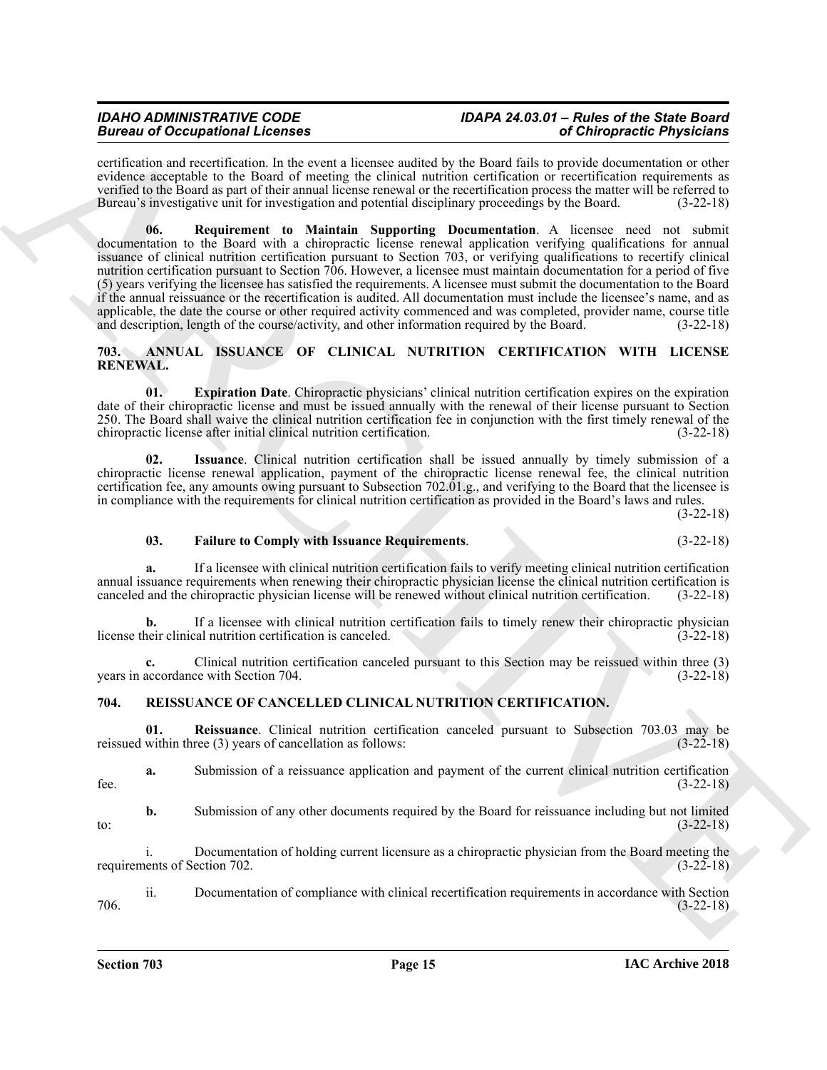certification and recertification. In the event a licensee audited by the Board fails to provide documentation or other evidence acceptable to the Board of meeting the clinical nutrition certification or recertification requirements as verified to the Board as part of their annual license renewal or the recertification process the matter will be referred to Bureau's investigative unit for investigation and potential disciplinary proceedings by the Board. (3-22-18)

**06. Requirement to Maintain Supporting Documentation**. A licensee need not submit documentation to the Board with a chiropractic license renewal application verifying qualifications for annual issuance of clinical nutrition certification pursuant to Section 703, or verifying qualifications to recertify clinical nutrition certification pursuant to Section 706. However, a licensee must maintain documentation for a period of five (5) years verifying the licensee has satisfied the requirements. A licensee must submit the documentation to the Board if the annual reissuance or the recertification is audited. All documentation must include the licensee's name, and as applicable, the date the course or other required activity commenced and was completed, provider name, course title and description, length of the course/activity, and other information required by the Board. (3-22-18)

**703. ANNUAL ISSUANCE OF CLINICAL NUTRITION CERTIFICATION WITH LICENSE RENEWAL.**

**01. Expiration Date**. Chiropractic physicians' clinical nutrition certification expires on the expiration date of their chiropractic license and must be issued annually with the renewal of their license pursuant to Section 250. The Board shall waive the clinical nutrition certification fee in conjunction with the first timely renewal of the chiropractic license after initial clinical nutrition certification. (3-22-18)

**02. Issuance**. Clinical nutrition certification shall be issued annually by timely submission of a chiropractic license renewal application, payment of the chiropractic license renewal fee, the clinical nutrition certification fee, any amounts owing pursuant to Subsection 702.01.g., and verifying to the Board that the licensee is in compliance with the requirements for clinical nutrition certification as provided in the Board's laws and rules. (3-22-18)

**03. Failure to Comply with Issuance Requirements**. (3-22-18)

**a.** If a licensee with clinical nutrition certification fails to verify meeting clinical nutrition certification annual issuance requirements when renewing their chiropractic physician license the clinical nutrition certification is canceled and the chiropractic physician license will be renewed without clinical nutrition certification. (3-22-18)

**b.** If a licensee with clinical nutrition certification fails to timely renew their chiropractic physician license their clinical nutrition certification is canceled. (3-22-18)

**c.** Clinical nutrition certification canceled pursuant to this Section may be reissued within three (3) years in accordance with Section 704. (3-22-18)

**704. REISSUANCE OF CANCELLED CLINICAL NUTRITION CERTIFICATION.**

**01. Reissuance**. Clinical nutrition certification canceled pursuant to Subsection 703.03 may be reissued within three (3) years of cancellation as follows: (3-22-18)

**a.** Submission of a reissuance application and payment of the current clinical nutrition certification fee. (3-22-18)

**b.** Submission of any other documents required by the Board for reissuance including but not limited to: (3-22-18)

i. Documentation of holding current licensure as a chiropractic physician from the Board meeting the requirements of Section 702. (3-22-18)

ii. Documentation of compliance with clinical recertification requirements in accordance with Section 706. (3-22-18)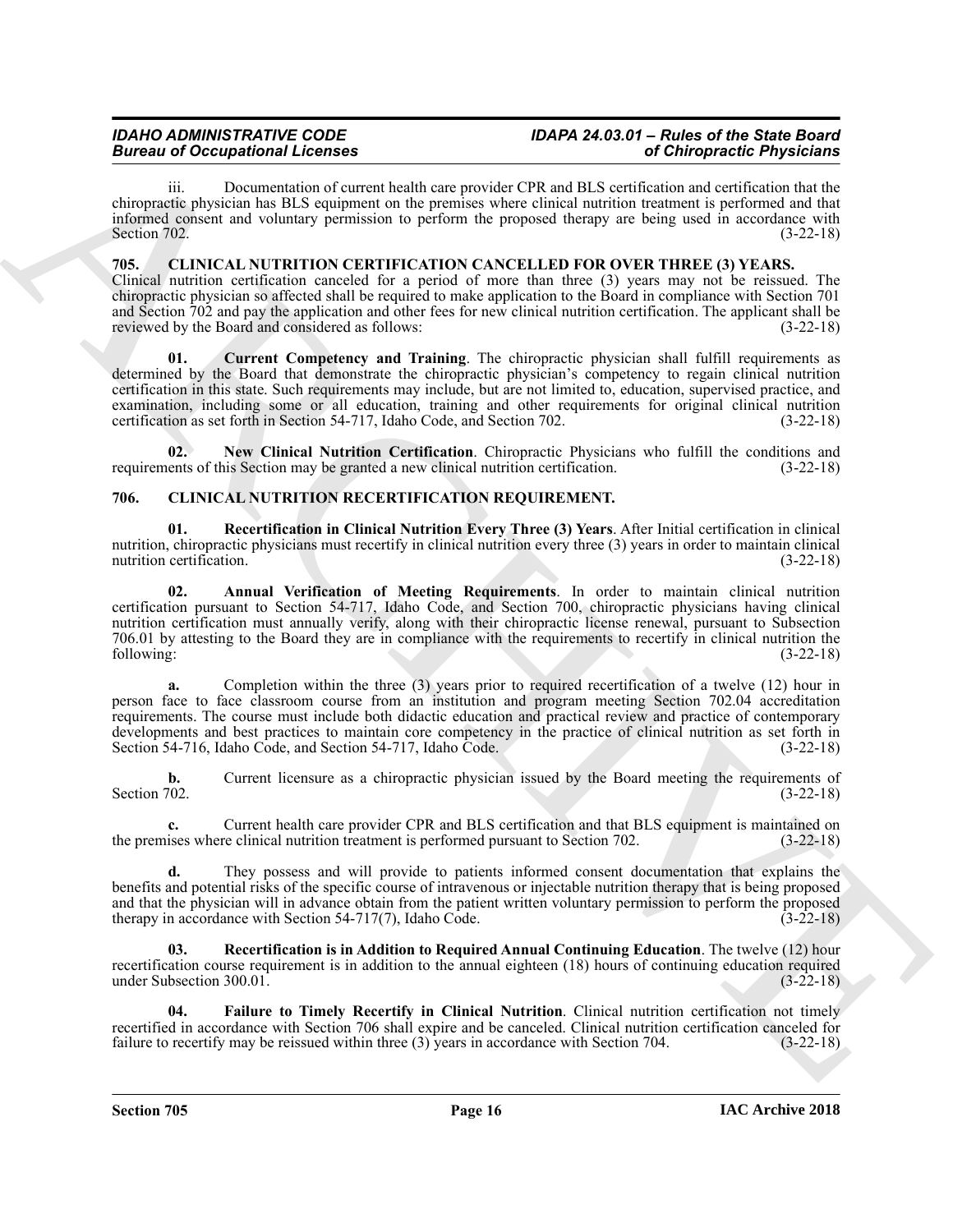iii. Documentation of current health care provider CPR and BLS certification and certification that the chiropractic physician has BLS equipment on the premises where clinical nutrition treatment is performed and that informed consent and voluntary permission to perform the proposed therapy are being used in accordance with Section 702. (3-22-18)

### 705. CLINICAL NUTRITION CERTIFICATION CANCELLED FOR OVER THREE (3) YEARS.

Clinical nutrition certification canceled for a period of more than three (3) years may not be reissued. The chiropractic physician so affected shall be required to make application to the Board in compliance with Section 701 and Section 702 and pay the application and other fees for new clinical nutrition certification. The applicant shall be reviewed by the Board and considered as follows: (3-22-18)

**01. Current Competency and Training**. The chiropractic physician shall fulfill requirements as determined by the Board that demonstrate the chiropractic physician's competency to regain clinical nutrition certification in this state. Such requirements may include, but are not limited to, education, supervised practice, and examination, including some or all education, training and other requirements for original clinical nutrition certification as set forth in Section 54-717, Idaho Code, and Section 702. (3-22-18)

**02. New Clinical Nutrition Certification**. Chiropractic Physicians who fulfill the conditions and requirements of this Section may be granted a new clinical nutrition certification. (3-22-18)

### 706. CLINICAL NUTRITION RECERTIFICATION REQUIREMENT.

**01. Recertification in Clinical Nutrition Every Three (3) Years**. After Initial certification in clinical nutrition, chiropractic physicians must recertify in clinical nutrition every three (3) years in order to maintain clinical nutrition certification. (3-22-18)

**02. Annual Verification of Meeting Requirements**. In order to maintain clinical nutrition certification pursuant to Section 54-717, Idaho Code, and Section 700, chiropractic physicians having clinical nutrition certification must annually verify, along with their chiropractic license renewal, pursuant to Subsection 706.01 by attesting to the Board they are in compliance with the requirements to recertify in clinical nutrition the following: (3-22-18)

**a.** Completion within the three (3) years prior to required recertification of a twelve (12) hour in person face to face classroom course from an institution and program meeting Section 702.04 accreditation requirements. The course must include both didactic education and practical review and practice of contemporary developments and best practices to maintain core competency in the practice of clinical nutrition as set forth in Section 54-716, Idaho Code, and Section 54-717, Idaho Code. (3-22-18)

**b.** Current licensure as a chiropractic physician issued by the Board meeting the requirements of Section 702. (3-22-18)

**c.** Current health care provider CPR and BLS certification and that BLS equipment is maintained on the premises where clinical nutrition treatment is performed pursuant to Section 702. (3-22-18)

**d.** They possess and will provide to patients informed consent documentation that explains the benefits and potential risks of the specific course of intravenous or injectable nutrition therapy that is being proposed and that the physician will in advance obtain from the patient written voluntary permission to perform the proposed therapy in accordance with Section 54-717(7), Idaho Code. (3-22-18)

**03. Recertification is in Addition to Required Annual Continuing Education**. The twelve (12) hour recertification course requirement is in addition to the annual eighteen (18) hours of continuing education required under Subsection 300.01. (3-22-18)

**04. Failure to Timely Recertify in Clinical Nutrition**. Clinical nutrition certification not timely recertified in accordance with Section 706 shall expire and be canceled. Clinical nutrition certification canceled for failure to recertify may be reissued within three (3) years in accordance with Section 704. (3-22-18)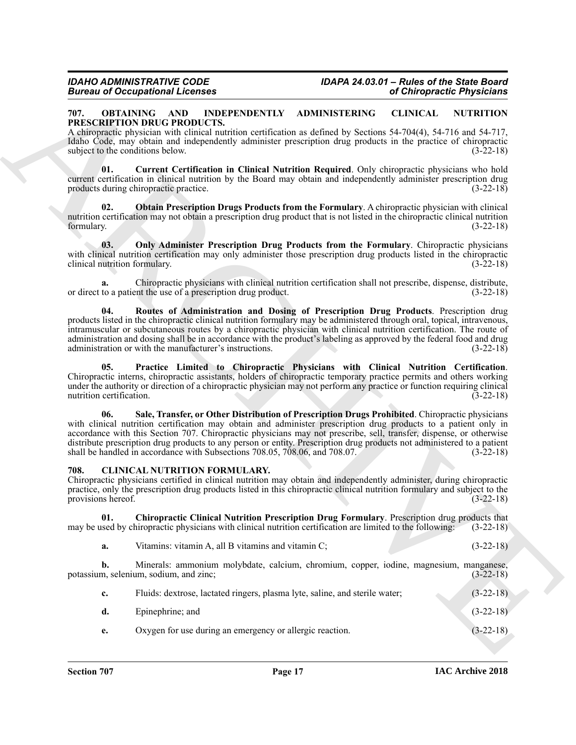## 707. OBTAINING AND INDEPENDENTLY ADMINISTERING CLINICAL NUTRITION PRESCRIPTION DRUG PRODUCTS.

A chiropractic physician with clinical nutrition certification as defined by Sections 54-704(4), 54-716 and 54-717, Idaho Code, may obtain and independently administer prescription drug products in the practice of chiropractic subject to the conditions below. (3-22-18)

**01. Current Certification in Clinical Nutrition Required**. Only chiropractic physicians who hold current certification in clinical nutrition by the Board may obtain and independently administer prescription drug products during chiropractic practice. (3-22-18)

**02. Obtain Prescription Drugs Products from the Formulary**. A chiropractic physician with clinical nutrition certification may not obtain a prescription drug product that is not listed in the chiropractic clinical nutrition formulary. (3-22-18)

**03. Only Administer Prescription Drug Products from the Formulary**. Chiropractic physicians with clinical nutrition certification may only administer those prescription drug products listed in the chiropractic clinical nutrition formulary. (3-22-18)

**a.** Chiropractic physicians with clinical nutrition certification shall not prescribe, dispense, distribute, or direct to a patient the use of a prescription drug product. (3-22-18)

**04. Routes of Administration and Dosing of Prescription Drug Products**. Prescription drug products listed in the chiropractic clinical nutrition formulary may be administered through oral, topical, intravenous, intramuscular or subcutaneous routes by a chiropractic physician with clinical nutrition certification. The route of administration and dosing shall be in accordance with the product's labeling as approved by the federal food and drug administration or with the manufacturer's instructions. (3-22-18)

**05. Practice Limited to Chiropractic Physicians with Clinical Nutrition Certification**. Chiropractic interns, chiropractic assistants, holders of chiropractic temporary practice permits and others working under the authority or direction of a chiropractic physician may not perform any practice or function requiring clinical nutrition certification. (3-22-18)

**06. Sale, Transfer, or Other Distribution of Prescription Drugs Prohibited**. Chiropractic physicians with clinical nutrition certification may obtain and administer prescription drug products to a patient only in accordance with this Section 707. Chiropractic physicians may not prescribe, sell, transfer, dispense, or otherwise distribute prescription drug products to any person or entity. Prescription drug products not administered to a patient shall be handled in accordance with Subsections 708.05, 708.06, and 708.07. (3-22-18)

## 708. CLINICAL NUTRITION FORMULARY.

Chiropractic physicians certified in clinical nutrition may obtain and independently administer, during chiropractic practice, only the prescription drug products listed in this chiropractic clinical nutrition formulary and subject to the provisions hereof. (3-22-18)

**01. Chiropractic Clinical Nutrition Prescription Drug Formulary**. Prescription drug products that may be used by chiropractic physicians with clinical nutrition certification are limited to the following: (3-22-18)

**a.** Vitamins: vitamin A, all B vitamins and vitamin C; (3-22-18)

**b.** Minerals: ammonium molybdate, calcium, chromium, copper, iodine, magnesium, manganese, potassium, selenium, sodium, and zinc; (3-22-18)

**c.** Fluids: dextrose, lactated ringers, plasma lyte, saline, and sterile water; (3-22-18)

**d.** Epinephrine; and (3-22-18)

**e.** Oxygen for use during an emergency or allergic reaction. (3-22-18)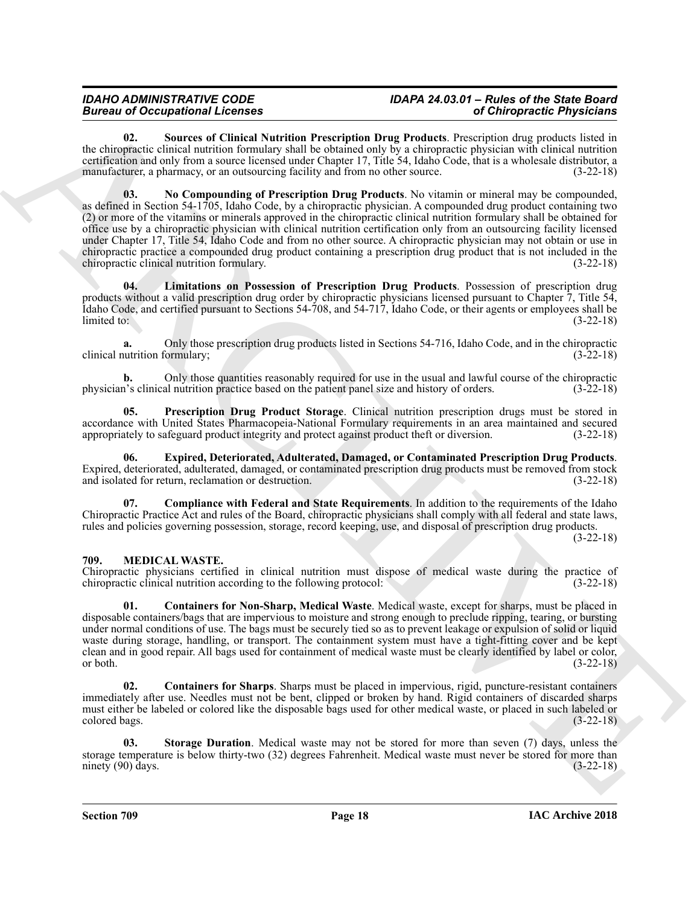**02. Sources of Clinical Nutrition Prescription Drug Products**. Prescription drug products listed in the chiropractic clinical nutrition formulary shall be obtained only by a chiropractic physician with clinical nutrition certification and only from a source licensed under Chapter 17, Title 54, Idaho Code, that is a wholesale distributor, a manufacturer, a pharmacy, or an outsourcing facility and from no other source. (3-22-18)

**03. No Compounding of Prescription Drug Products**. No vitamin or mineral may be compounded, as defined in Section 54-1705, Idaho Code, by a chiropractic physician. A compounded drug product containing two (2) or more of the vitamins or minerals approved in the chiropractic clinical nutrition formulary shall be obtained for office use by a chiropractic physician with clinical nutrition certification only from an outsourcing facility licensed under Chapter 17, Title 54, Idaho Code and from no other source. A chiropractic physician may not obtain or use in chiropractic practice a compounded drug product containing a prescription drug product that is not included in the chiropractic clinical nutrition formulary. (3-22-18)

**04. Limitations on Possession of Prescription Drug Products**. Possession of prescription drug products without a valid prescription drug order by chiropractic physicians licensed pursuant to Chapter 7, Title 54, Idaho Code, and certified pursuant to Sections 54-708, and 54-717, Idaho Code, or their agents or employees shall be limited to: (3-22-18)

**a.** Only those prescription drug products listed in Sections 54-716, Idaho Code, and in the chiropractic clinical nutrition formulary; (3-22-18)

**b.** Only those quantities reasonably required for use in the usual and lawful course of the chiropractic physician's clinical nutrition practice based on the patient panel size and history of orders. (3-22-18)

**05. Prescription Drug Product Storage**. Clinical nutrition prescription drugs must be stored in accordance with United States Pharmacopeia-National Formulary requirements in an area maintained and secured appropriately to safeguard product integrity and protect against product theft or diversion. (3-22-18)

**06. Expired, Deteriorated, Adulterated, Damaged, or Contaminated Prescription Drug Products**. Expired, deteriorated, adulterated, damaged, or contaminated prescription drug products must be removed from stock and isolated for return, reclamation or destruction. (3-22-18)

**07. Compliance with Federal and State Requirements**. In addition to the requirements of the Idaho Chiropractic Practice Act and rules of the Board, chiropractic physicians shall comply with all federal and state laws, rules and policies governing possession, storage, record keeping, use, and disposal of prescription drug products. (3-22-18)

## 709. MEDICAL WASTE.

Chiropractic physicians certified in clinical nutrition must dispose of medical waste during the practice of chiropractic clinical nutrition according to the following protocol: (3-22-18)

**01. Containers for Non-Sharp, Medical Waste**. Medical waste, except for sharps, must be placed in disposable containers/bags that are impervious to moisture and strong enough to preclude ripping, tearing, or bursting under normal conditions of use. The bags must be securely tied so as to prevent leakage or expulsion of solid or liquid waste during storage, handling, or transport. The containment system must have a tight-fitting cover and be kept clean and in good repair. All bags used for containment of medical waste must be clearly identified by label or color, or both. (3-22-18)

**02. Containers for Sharps**. Sharps must be placed in impervious, rigid, puncture-resistant containers immediately after use. Needles must not be bent, clipped or broken by hand. Rigid containers of discarded sharps must either be labeled or colored like the disposable bags used for other medical waste, or placed in such labeled or colored bags. (3-22-18)

**03. Storage Duration**. Medical waste may not be stored for more than seven (7) days, unless the storage temperature is below thirty-two (32) degrees Fahrenheit. Medical waste must never be stored for more than ninety (90) days. (3-22-18)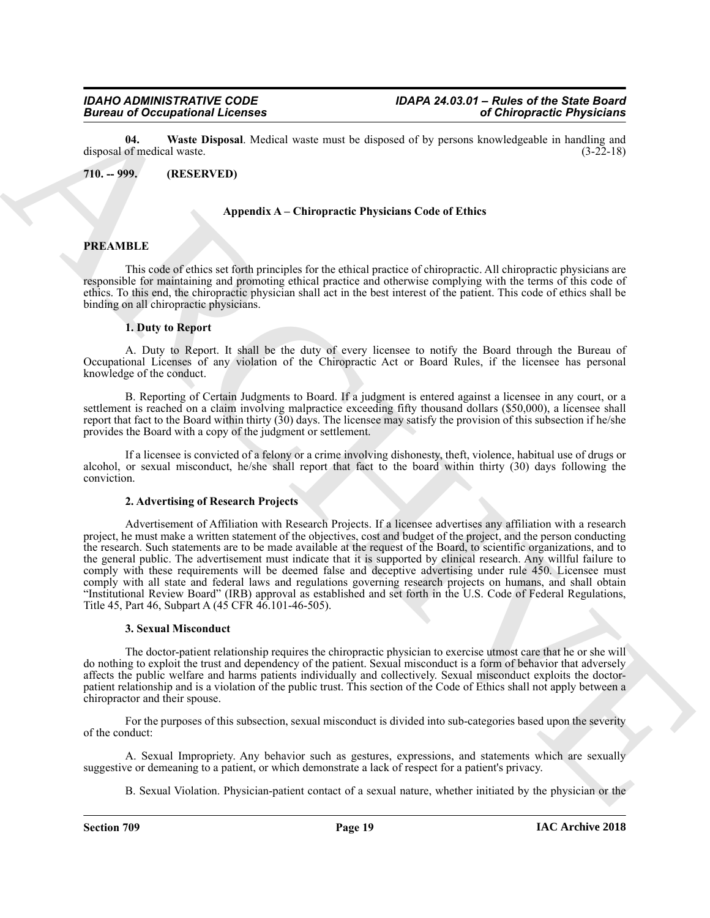**04. Waste Disposal**. Medical waste must be disposed of by persons knowledgeable in handling and disposal of medical waste. (3-22-18)

**710. -- 999. (RESERVED)**

## Appendix A – Chiropractic Physicians Code of Ethics

### PREAMBLE

This code of ethics set forth principles for the ethical practice of chiropractic. All chiropractic physicians are responsible for maintaining and promoting ethical practice and otherwise complying with the terms of this code of ethics. To this end, the chiropractic physician shall act in the best interest of the patient. This code of ethics shall be binding on all chiropractic physicians.

#### 1. Duty to Report

A. Duty to Report. It shall be the duty of every licensee to notify the Board through the Bureau of Occupational Licenses of any violation of the Chiropractic Act or Board Rules, if the licensee has personal knowledge of the conduct.

B. Reporting of Certain Judgments to Board. If a judgment is entered against a licensee in any court, or a settlement is reached on a claim involving malpractice exceeding fifty thousand dollars ($50,000), a licensee shall report that fact to the Board within thirty (30) days. The licensee may satisfy the provision of this subsection if he/she provides the Board with a copy of the judgment or settlement.

If a licensee is convicted of a felony or a crime involving dishonesty, theft, violence, habitual use of drugs or alcohol, or sexual misconduct, he/she shall report that fact to the board within thirty (30) days following the conviction.

#### 2. Advertising of Research Projects

Advertisement of Affiliation with Research Projects. If a licensee advertises any affiliation with a research project, he must make a written statement of the objectives, cost and budget of the project, and the person conducting the research. Such statements are to be made available at the request of the Board, to scientific organizations, and to the general public. The advertisement must indicate that it is supported by clinical research. Any willful failure to comply with these requirements will be deemed false and deceptive advertising under rule 450. Licensee must comply with all state and federal laws and regulations governing research projects on humans, and shall obtain "Institutional Review Board" (IRB) approval as established and set forth in the U.S. Code of Federal Regulations, Title 45, Part 46, Subpart A (45 CFR 46.101-46-505).

#### 3. Sexual Misconduct

The doctor-patient relationship requires the chiropractic physician to exercise utmost care that he or she will do nothing to exploit the trust and dependency of the patient. Sexual misconduct is a form of behavior that adversely affects the public welfare and harms patients individually and collectively. Sexual misconduct exploits the doctor-patient relationship and is a violation of the public trust. This section of the Code of Ethics shall not apply between a chiropractor and their spouse.

For the purposes of this subsection, sexual misconduct is divided into sub-categories based upon the severity of the conduct:

A. Sexual Impropriety. Any behavior such as gestures, expressions, and statements which are sexually suggestive or demeaning to a patient, or which demonstrate a lack of respect for a patient's privacy.

B. Sexual Violation. Physician-patient contact of a sexual nature, whether initiated by the physician or the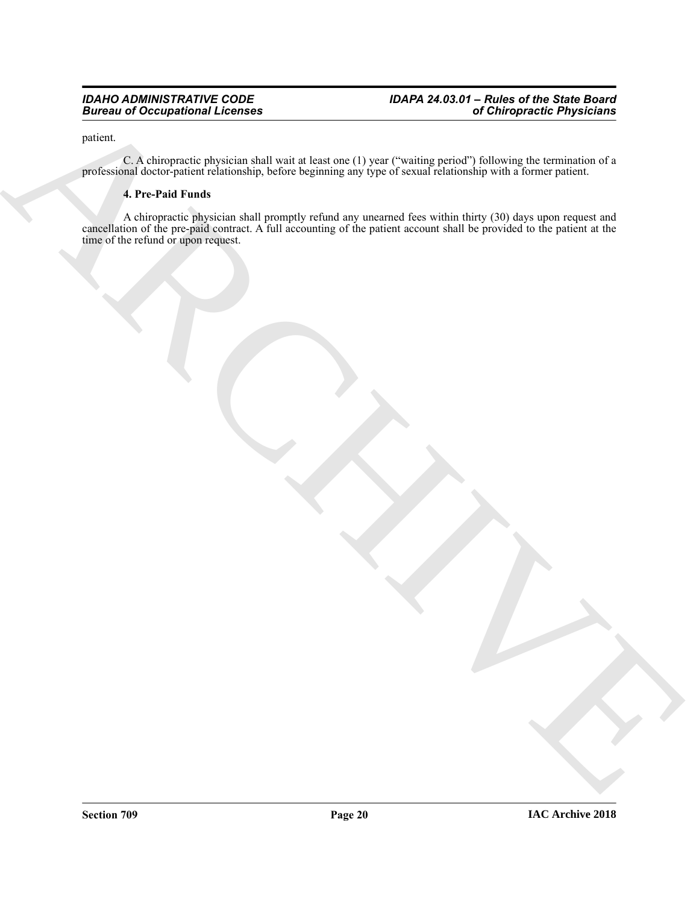patient.

C. A chiropractic physician shall wait at least one (1) year ("waiting period") following the termination of a professional doctor-patient relationship, before beginning any type of sexual relationship with a former patient.

**4. Pre-Paid Funds**

A chiropractic physician shall promptly refund any unearned fees within thirty (30) days upon request and cancellation of the pre-paid contract. A full accounting of the patient account shall be provided to the patient at the time of the refund or upon request.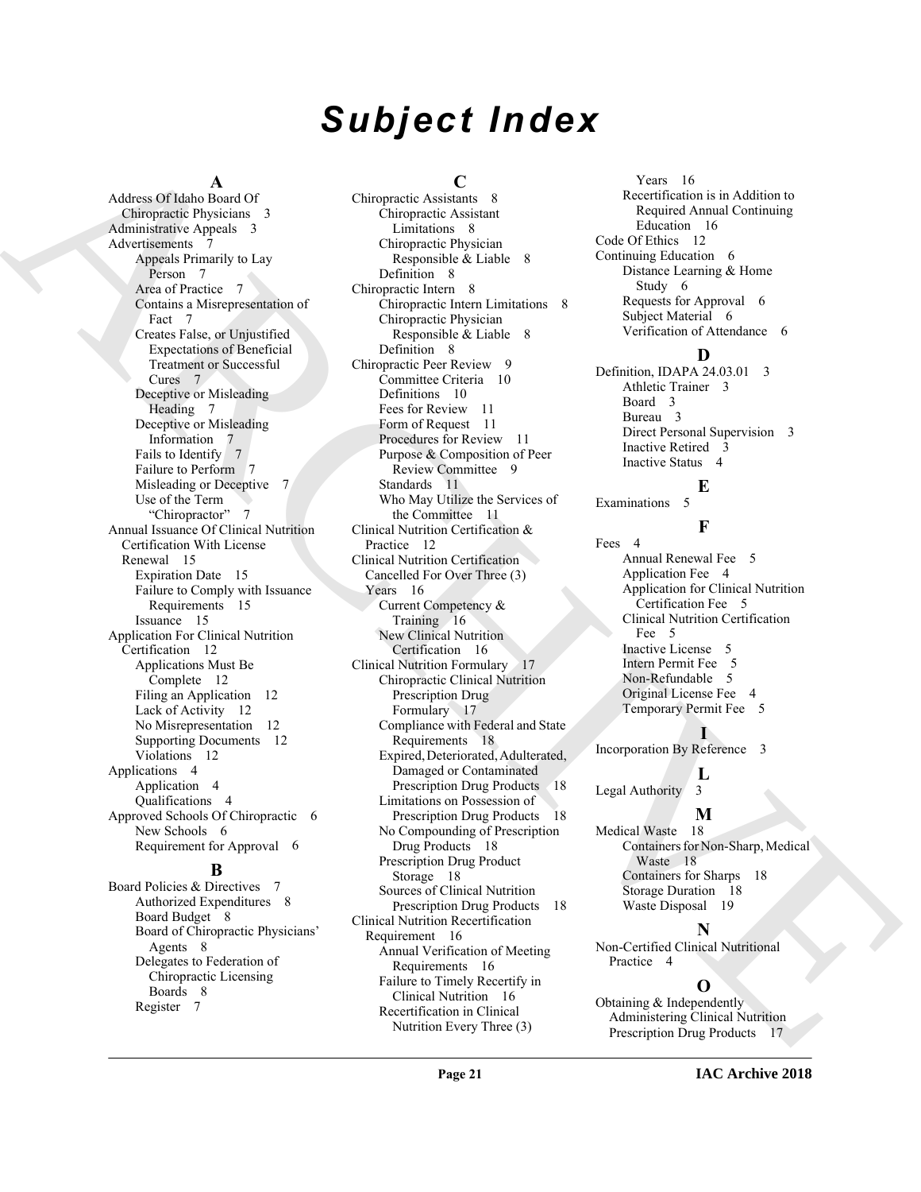# Subject Index

**A**

Address Of Idaho Board Of Chiropractic Physicians 3
Administrative Appeals 3
Advertisements 7
- Appeals Primarily to Lay Person 7
- Area of Practice 7
- Contains a Misrepresentation of Fact 7
- Creates False, or Unjustified Expectations of Beneficial Treatment or Successful Cures 7
- Deceptive or Misleading Heading 7
- Deceptive or Misleading Information 7
- Fails to Identify 7
- Failure to Perform 7
- Misleading or Deceptive 7
- Use of the Term "Chiropractor" 7

Annual Issuance Of Clinical Nutrition Certification With License Renewal 15
- Expiration Date 15
- Failure to Comply with Issuance Requirements 15
- Issuance 15

Application For Clinical Nutrition Certification 12
- Applications Must Be Complete 12
- Filing an Application 12
- Lack of Activity 12
- No Misrepresentation 12
- Supporting Documents 12
- Violations 12

Applications 4
- Application 4
- Qualifications 4

Approved Schools Of Chiropractic 6
- New Schools 6
- Requirement for Approval 6

**B**

Board Policies & Directives 7
- Authorized Expenditures 8
- Board Budget 8
- Board of Chiropractic Physicians' Agents 8
- Delegates to Federation of Chiropractic Licensing Boards 8
- Register 7

**C**

Chiropractic Assistants 8
- Chiropractic Assistant Limitations 8
- Chiropractic Physician Responsible & Liable 8
- Definition 8

Chiropractic Intern 8
- Chiropractic Intern Limitations 8
- Chiropractic Physician Responsible & Liable 8
- Definition 8

Chiropractic Peer Review 9
- Committee Criteria 10
- Definitions 10
- Fees for Review 11
- Form of Request 11
- Procedures for Review 11
- Purpose & Composition of Peer Review Committee 9
- Standards 11
- Who May Utilize the Services of the Committee 11

Clinical Nutrition Certification & Practice 12

Clinical Nutrition Certification Cancelled For Over Three (3) Years 16
- Current Competency & Training 16
- New Clinical Nutrition Certification 16

Clinical Nutrition Formulary 17
- Chiropractic Clinical Nutrition Prescription Drug Formulary 17
- Compliance with Federal and State Requirements 18
- Expired, Deteriorated, Adulterated, Damaged or Contaminated Prescription Drug Products 18
- Limitations on Possession of Prescription Drug Products 18
- No Compounding of Prescription Drug Products 18
- Prescription Drug Product Storage 18
- Sources of Clinical Nutrition Prescription Drug Products 18

Clinical Nutrition Recertification Requirement 16
- Annual Verification of Meeting Requirements 16
- Failure to Timely Recertify in Clinical Nutrition 16
- Recertification in Clinical Nutrition Every Three (3) Years 16
- Recertification is in Addition to Required Annual Continuing Education 16

Code Of Ethics 12
Continuing Education 6
- Distance Learning & Home Study 6
- Requests for Approval 6
- Subject Material 6
- Verification of Attendance 6

**D**

Definition, IDAPA 24.03.01 3
- Athletic Trainer 3
- Board 3
- Bureau 3
- Direct Personal Supervision 3
- Inactive Retired 3
- Inactive Status 4

**E**

Examinations 5

**F**

Fees 4
- Annual Renewal Fee 5
- Application Fee 4
- Application for Clinical Nutrition Certification Fee 5
- Clinical Nutrition Certification Fee 5
- Inactive License 5
- Intern Permit Fee 5
- Non-Refundable 5
- Original License Fee 4
- Temporary Permit Fee 5

**I**

Incorporation By Reference 3

**L**

Legal Authority 3

**M**

Medical Waste 18
- Containers for Non-Sharp, Medical Waste 18
- Containers for Sharps 18
- Storage Duration 18
- Waste Disposal 19

**N**

Non-Certified Clinical Nutritional Practice 4

**O**

Obtaining & Independently Administering Clinical Nutrition Prescription Drug Products 17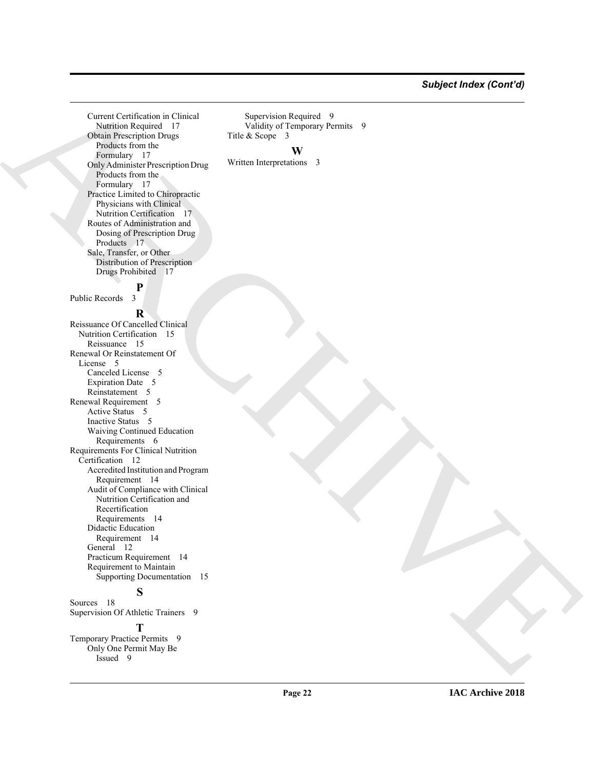## Subject Index (Cont'd)

Current Certification in Clinical Nutrition Required 17
Obtain Prescription Drugs Products from the Formulary 17
Only Administer Prescription Drug Products from the Formulary 17
Practice Limited to Chiropractic Physicians with Clinical Nutrition Certification 17
Routes of Administration and Dosing of Prescription Drug Products 17
Sale, Transfer, or Other Distribution of Prescription Drugs Prohibited 17

**P**

Public Records 3

**R**

Reissuance Of Cancelled Clinical Nutrition Certification 15
Reissuance 15
Renewal Or Reinstatement Of License 5
Canceled License 5
Expiration Date 5
Reinstatement 5
Renewal Requirement 5
Active Status 5
Inactive Status 5
Waiving Continued Education Requirements 6
Requirements For Clinical Nutrition Certification 12
Accredited Institution and Program Requirement 14
Audit of Compliance with Clinical Nutrition Certification and Recertification Requirements 14
Didactic Education Requirement 14
General 12
Practicum Requirement 14
Requirement to Maintain Supporting Documentation 15

**S**

Sources 18
Supervision Of Athletic Trainers 9

**T**

Temporary Practice Permits 9
Only One Permit May Be Issued 9
Supervision Required 9
Validity of Temporary Permits 9
Title & Scope 3

**W**

Written Interpretations 3